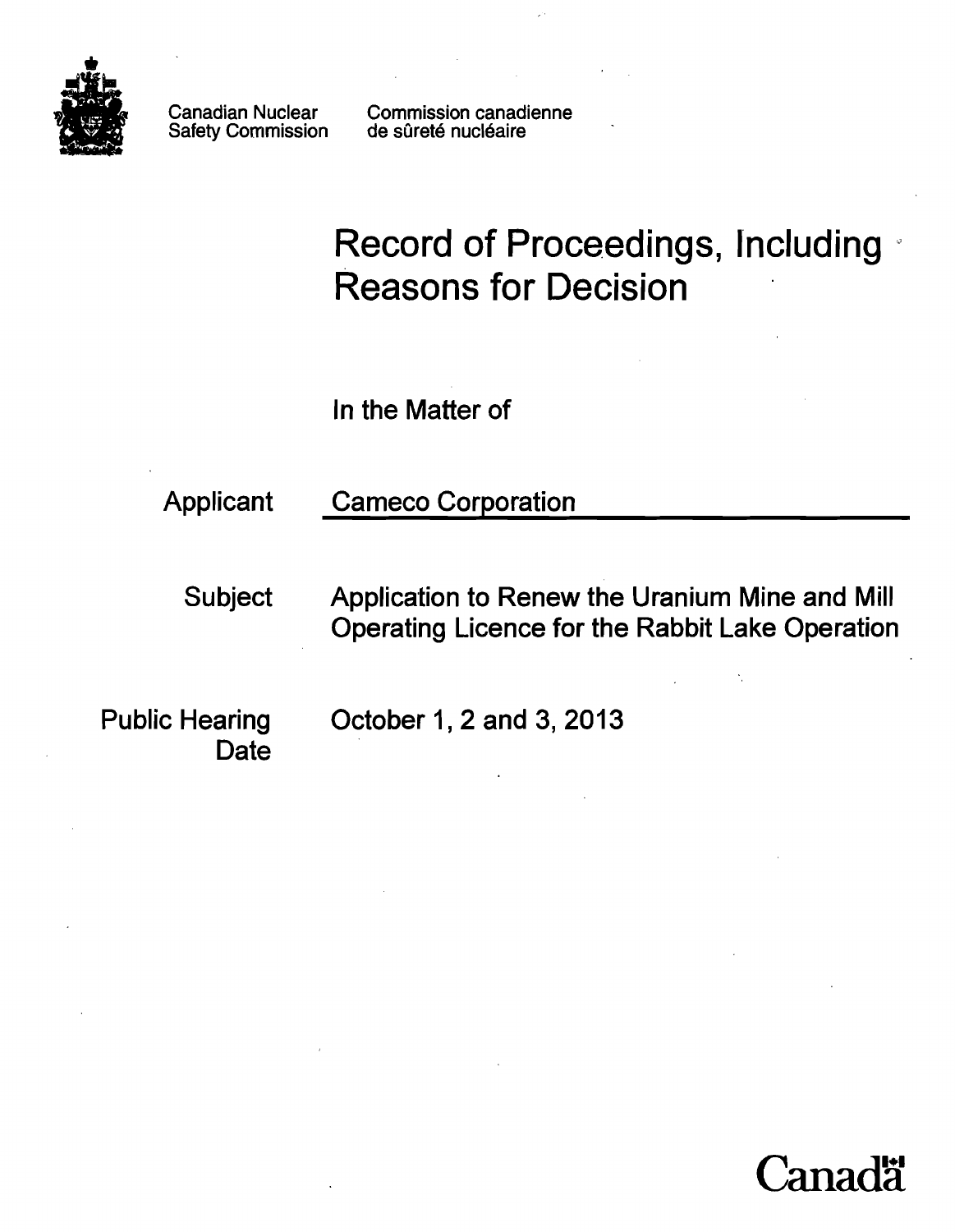Canadian Nuclear Safety Commission

Commission canadienne de sûreté nucléaire

# Record of Proceedings, Including Reasons for Decision

In the Matter of

| | |
|---|---|
| Applicant | Cameco Corporation |
| Subject | Application to Renew the Uranium Mine and Mill Operating Licence for the Rabbit Lake Operation |
| Public Hearing Date | October 1, 2 and 3, 2013 |

Canada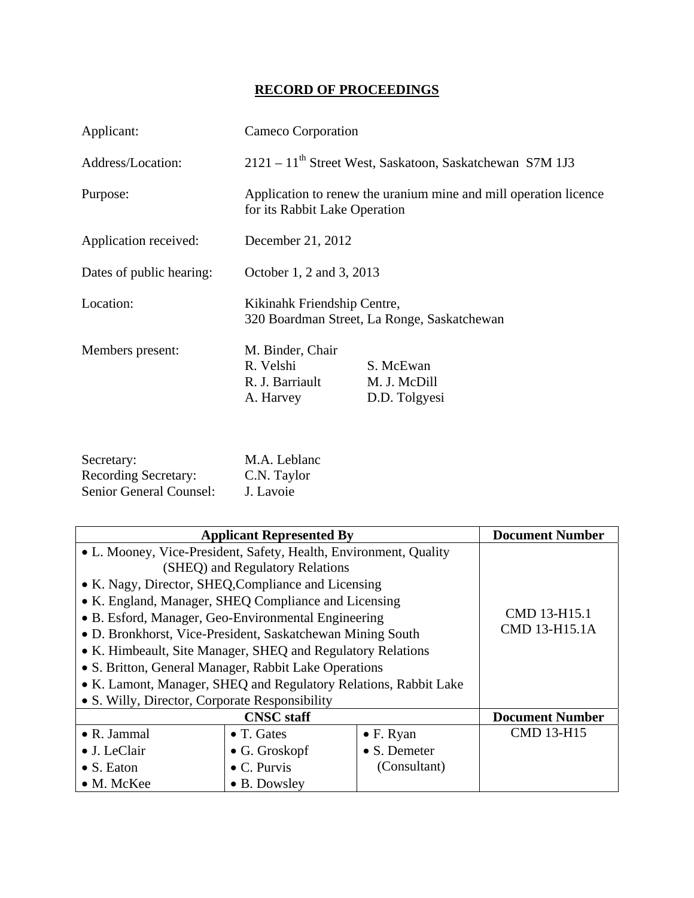# RECORD OF PROCEEDINGS

| | |
|---|---|
| Applicant: | Cameco Corporation |
| Address/Location: | 2121 – 11th Street West, Saskatoon, Saskatchewan S7M 1J3 |
| Purpose: | Application to renew the uranium mine and mill operation licence for its Rabbit Lake Operation |
| Application received: | December 21, 2012 |
| Dates of public hearing: | October 1, 2 and 3, 2013 |
| Location: | Kikinahk Friendship Centre, 320 Boardman Street, La Ronge, Saskatchewan |
| Members present: | M. Binder, Chair<br>R. Velshi S. McEwan<br>R. J. Barriault M. J. McDill<br>A. Harvey D.D. Tolgyesi |

| | |
|---|---|
| Secretary: | M.A. Leblanc |
| Recording Secretary: | C.N. Taylor |
| Senior General Counsel: | J. Lavoie |

| Applicant Represented By | | | Document Number |
|---|---|---|---|
| • L. Mooney, Vice-President, Safety, Health, Environment, Quality (SHEQ) and Regulatory Relations<br>• K. Nagy, Director, SHEQ,Compliance and Licensing<br>• K. England, Manager, SHEQ Compliance and Licensing<br>• B. Esford, Manager, Geo-Environmental Engineering<br>• D. Bronkhorst, Vice-President, Saskatchewan Mining South<br>• K. Himbeault, Site Manager, SHEQ and Regulatory Relations<br>• S. Britton, General Manager, Rabbit Lake Operations<br>• K. Lamont, Manager, SHEQ and Regulatory Relations, Rabbit Lake<br>• S. Willy, Director, Corporate Responsibility | | | CMD 13-H15.1<br>CMD 13-H15.1A |
| **CNSC staff** | | | **Document Number** |
| • R. Jammal<br>• J. LeClair<br>• S. Eaton<br>• M. McKee | • T. Gates<br>• G. Groskopf<br>• C. Purvis<br>• B. Dowsley | • F. Ryan<br>• S. Demeter (Consultant) | CMD 13-H15 |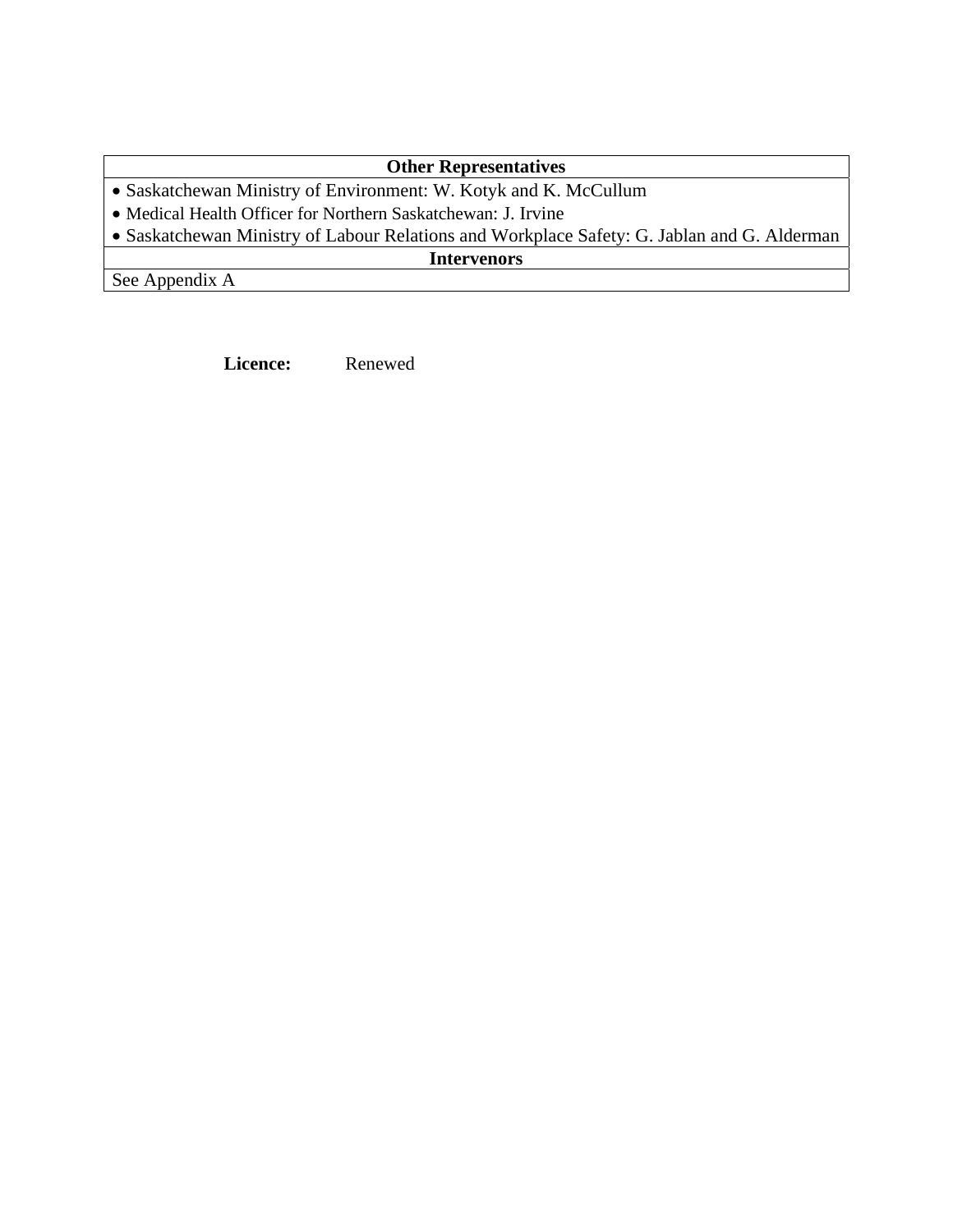| Other Representatives |
|---|
| • Saskatchewan Ministry of Environment: W. Kotyk and K. McCullum<br>• Medical Health Officer for Northern Saskatchewan: J. Irvine<br>• Saskatchewan Ministry of Labour Relations and Workplace Safety: G. Jablan and G. Alderman |
| **Intervenors** |
| See Appendix A |

**Licence:** Renewed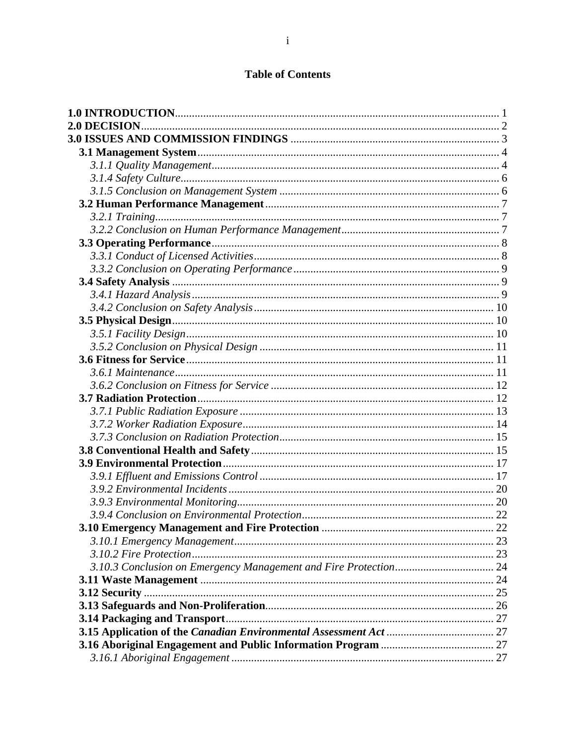**Table of Contents**

**1.0 INTRODUCTION** ... 1
**2.0 DECISION** ... 2
**3.0 ISSUES AND COMMISSION FINDINGS** ... 3
**3.1 Management System** ... 4
*3.1.1 Quality Management* ... 4
*3.1.4 Safety Culture* ... 6
*3.1.5 Conclusion on Management System* ... 6
**3.2 Human Performance Management** ... 7
*3.2.1 Training* ... 7
*3.2.2 Conclusion on Human Performance Management* ... 7
**3.3 Operating Performance** ... 8
*3.3.1 Conduct of Licensed Activities* ... 8
*3.3.2 Conclusion on Operating Performance* ... 9
**3.4 Safety Analysis** ... 9
*3.4.1 Hazard Analysis* ... 9
*3.4.2 Conclusion on Safety Analysis* ... 10
**3.5 Physical Design** ... 10
*3.5.1 Facility Design* ... 10
*3.5.2 Conclusion on Physical Design* ... 11
**3.6 Fitness for Service** ... 11
*3.6.1 Maintenance* ... 11
*3.6.2 Conclusion on Fitness for Service* ... 12
**3.7 Radiation Protection** ... 12
*3.7.1 Public Radiation Exposure* ... 13
*3.7.2 Worker Radiation Exposure* ... 14
*3.7.3 Conclusion on Radiation Protection* ... 15
**3.8 Conventional Health and Safety** ... 15
**3.9 Environmental Protection** ... 17
*3.9.1 Effluent and Emissions Control* ... 17
*3.9.2 Environmental Incidents* ... 20
*3.9.3 Environmental Monitoring* ... 20
*3.9.4 Conclusion on Environmental Protection* ... 22
**3.10 Emergency Management and Fire Protection** ... 22
*3.10.1 Emergency Management* ... 23
*3.10.2 Fire Protection* ... 23
*3.10.3 Conclusion on Emergency Management and Fire Protection* ... 24
**3.11 Waste Management** ... 24
**3.12 Security** ... 25
**3.13 Safeguards and Non-Proliferation** ... 26
**3.14 Packaging and Transport** ... 27
**3.15 Application of the *Canadian Environmental Assessment Act*** ... 27
**3.16 Aboriginal Engagement and Public Information Program** ... 27
*3.16.1 Aboriginal Engagement* ... 27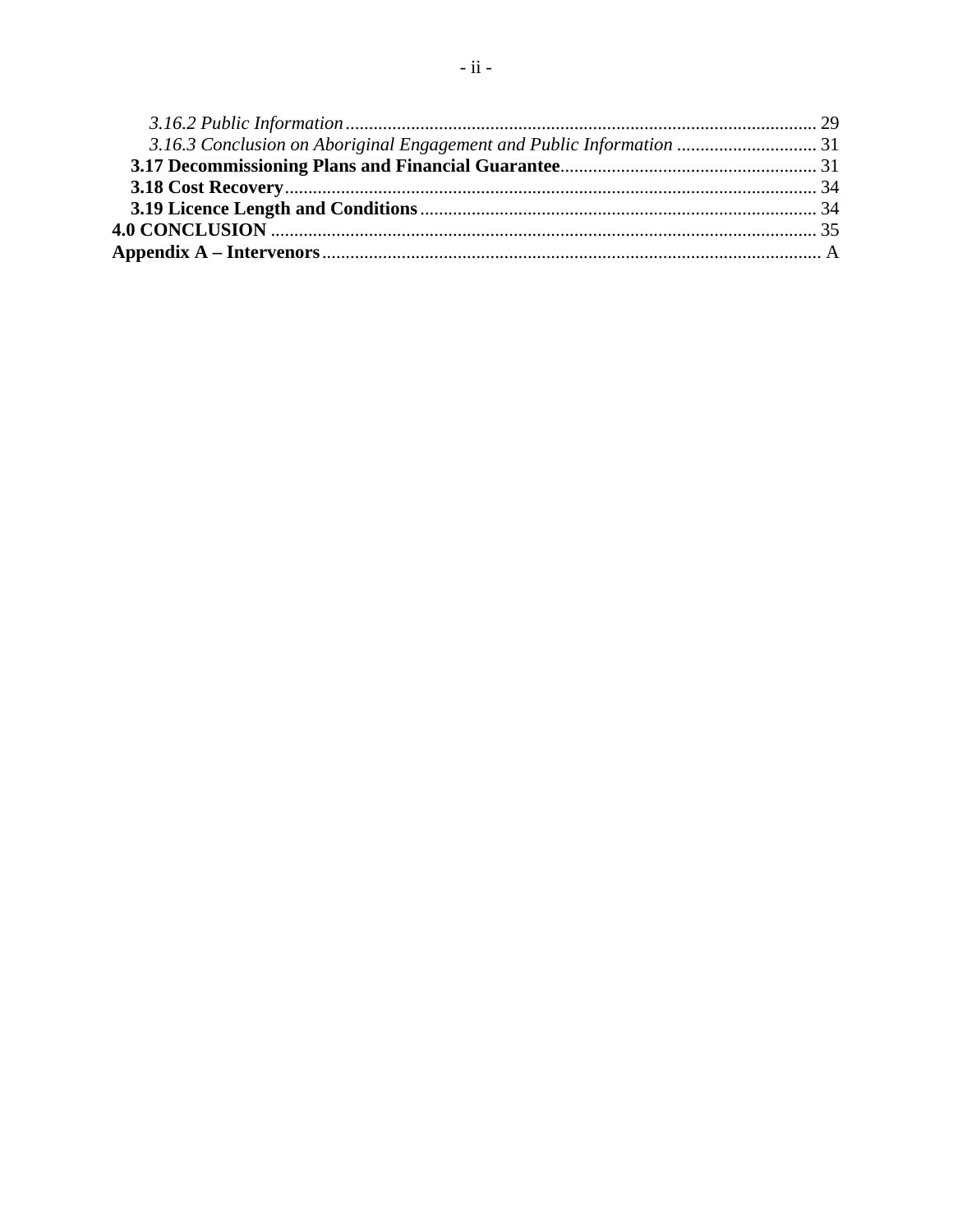*3.16.2 Public Information* ..................................................................................................... 29
*3.16.3 Conclusion on Aboriginal Engagement and Public Information* .............................. 31
**3.17 Decommissioning Plans and Financial Guarantee**....................................................... 31
**3.18 Cost Recovery**.................................................................................................................. 34
**3.19 Licence Length and Conditions**..................................................................................... 34
**4.0 CONCLUSION** .................................................................................................................... 35
**Appendix A – Intervenors**.......................................................................................................... A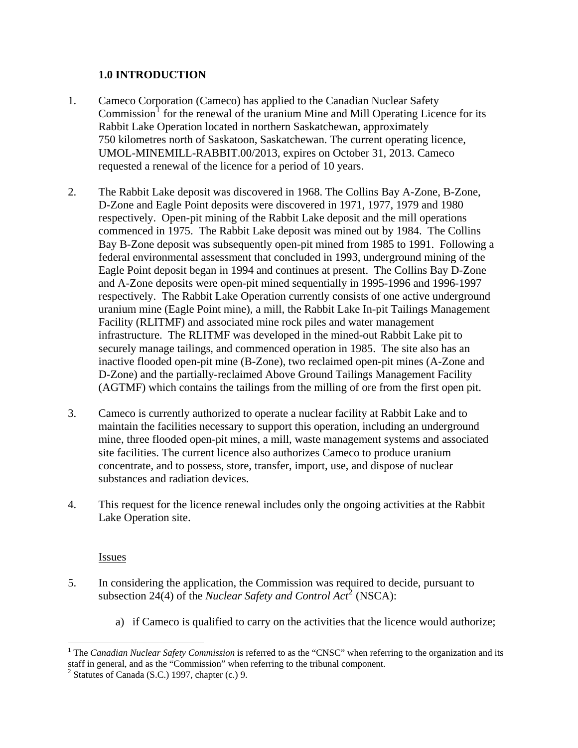## 1.0 INTRODUCTION

1. Cameco Corporation (Cameco) has applied to the Canadian Nuclear Safety Commission[1] for the renewal of the uranium Mine and Mill Operating Licence for its Rabbit Lake Operation located in northern Saskatchewan, approximately 750 kilometres north of Saskatoon, Saskatchewan. The current operating licence, UMOL-MINEMILL-RABBIT.00/2013, expires on October 31, 2013. Cameco requested a renewal of the licence for a period of 10 years.

2. The Rabbit Lake deposit was discovered in 1968. The Collins Bay A-Zone, B-Zone, D-Zone and Eagle Point deposits were discovered in 1971, 1977, 1979 and 1980 respectively. Open-pit mining of the Rabbit Lake deposit and the mill operations commenced in 1975. The Rabbit Lake deposit was mined out by 1984. The Collins Bay B-Zone deposit was subsequently open-pit mined from 1985 to 1991. Following a federal environmental assessment that concluded in 1993, underground mining of the Eagle Point deposit began in 1994 and continues at present. The Collins Bay D-Zone and A-Zone deposits were open-pit mined sequentially in 1995-1996 and 1996-1997 respectively. The Rabbit Lake Operation currently consists of one active underground uranium mine (Eagle Point mine), a mill, the Rabbit Lake In-pit Tailings Management Facility (RLITMF) and associated mine rock piles and water management infrastructure. The RLITMF was developed in the mined-out Rabbit Lake pit to securely manage tailings, and commenced operation in 1985. The site also has an inactive flooded open-pit mine (B-Zone), two reclaimed open-pit mines (A-Zone and D-Zone) and the partially-reclaimed Above Ground Tailings Management Facility (AGTMF) which contains the tailings from the milling of ore from the first open pit.

3. Cameco is currently authorized to operate a nuclear facility at Rabbit Lake and to maintain the facilities necessary to support this operation, including an underground mine, three flooded open-pit mines, a mill, waste management systems and associated site facilities. The current licence also authorizes Cameco to produce uranium concentrate, and to possess, store, transfer, import, use, and dispose of nuclear substances and radiation devices.

4. This request for the licence renewal includes only the ongoing activities at the Rabbit Lake Operation site.

Issues

5. In considering the application, the Commission was required to decide, pursuant to subsection 24(4) of the *Nuclear Safety and Control Act*[2] (NSCA):

   a) if Cameco is qualified to carry on the activities that the licence would authorize;

[1] The *Canadian Nuclear Safety Commission* is referred to as the "CNSC" when referring to the organization and its staff in general, and as the "Commission" when referring to the tribunal component.

[2] Statutes of Canada (S.C.) 1997, chapter (c.) 9.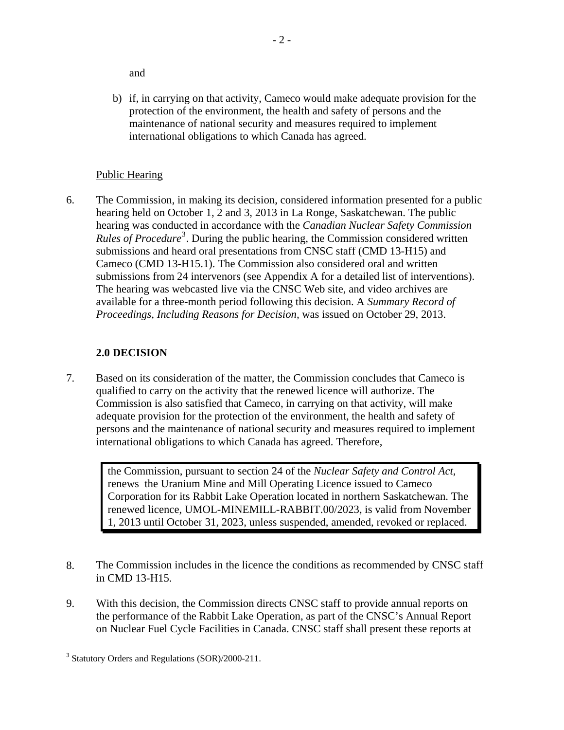and

b) if, in carrying on that activity, Cameco would make adequate provision for the protection of the environment, the health and safety of persons and the maintenance of national security and measures required to implement international obligations to which Canada has agreed.

Public Hearing

6. The Commission, in making its decision, considered information presented for a public hearing held on October 1, 2 and 3, 2013 in La Ronge, Saskatchewan. The public hearing was conducted in accordance with the *Canadian Nuclear Safety Commission Rules of Procedure*[3]. During the public hearing, the Commission considered written submissions and heard oral presentations from CNSC staff (CMD 13-H15) and Cameco (CMD 13-H15.1). The Commission also considered oral and written submissions from 24 intervenors (see Appendix A for a detailed list of interventions). The hearing was webcasted live via the CNSC Web site, and video archives are available for a three-month period following this decision. A *Summary Record of Proceedings, Including Reasons for Decision*, was issued on October 29, 2013.

## 2.0 DECISION

7. Based on its consideration of the matter, the Commission concludes that Cameco is qualified to carry on the activity that the renewed licence will authorize. The Commission is also satisfied that Cameco, in carrying on that activity, will make adequate provision for the protection of the environment, the health and safety of persons and the maintenance of national security and measures required to implement international obligations to which Canada has agreed. Therefore,

> the Commission, pursuant to section 24 of the *Nuclear Safety and Control Act*, renews the Uranium Mine and Mill Operating Licence issued to Cameco Corporation for its Rabbit Lake Operation located in northern Saskatchewan. The renewed licence, UMOL-MINEMILL-RABBIT.00/2023, is valid from November 1, 2013 until October 31, 2023, unless suspended, amended, revoked or replaced.

8. The Commission includes in the licence the conditions as recommended by CNSC staff in CMD 13-H15.

9. With this decision, the Commission directs CNSC staff to provide annual reports on the performance of the Rabbit Lake Operation, as part of the CNSC's Annual Report on Nuclear Fuel Cycle Facilities in Canada. CNSC staff shall present these reports at

---

[3] Statutory Orders and Regulations (SOR)/2000-211.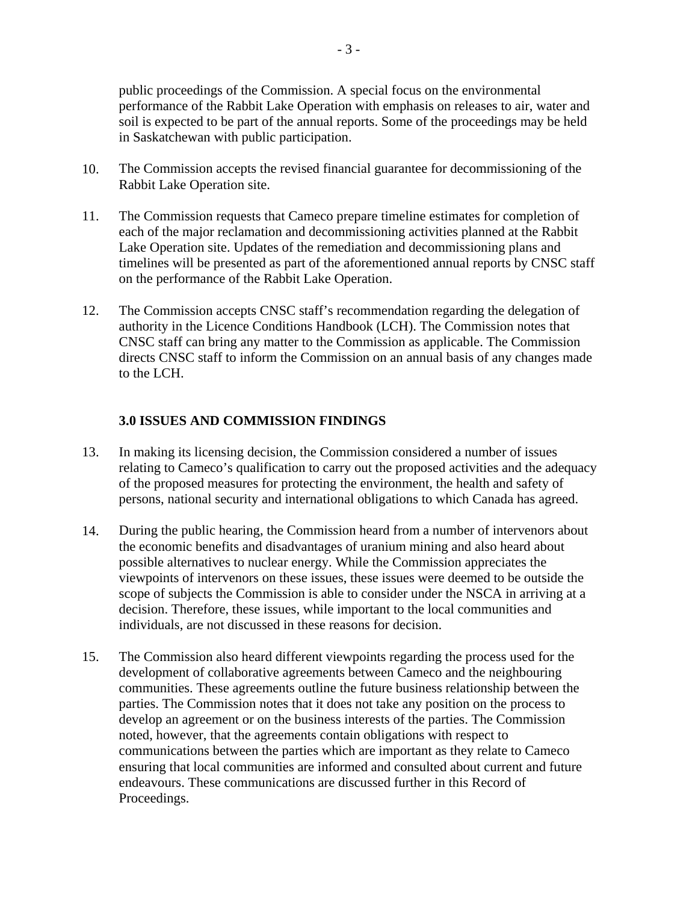public proceedings of the Commission. A special focus on the environmental performance of the Rabbit Lake Operation with emphasis on releases to air, water and soil is expected to be part of the annual reports. Some of the proceedings may be held in Saskatchewan with public participation.

10. The Commission accepts the revised financial guarantee for decommissioning of the Rabbit Lake Operation site.

11. The Commission requests that Cameco prepare timeline estimates for completion of each of the major reclamation and decommissioning activities planned at the Rabbit Lake Operation site. Updates of the remediation and decommissioning plans and timelines will be presented as part of the aforementioned annual reports by CNSC staff on the performance of the Rabbit Lake Operation.

12. The Commission accepts CNSC staff's recommendation regarding the delegation of authority in the Licence Conditions Handbook (LCH). The Commission notes that CNSC staff can bring any matter to the Commission as applicable. The Commission directs CNSC staff to inform the Commission on an annual basis of any changes made to the LCH.

## 3.0 ISSUES AND COMMISSION FINDINGS

13. In making its licensing decision, the Commission considered a number of issues relating to Cameco's qualification to carry out the proposed activities and the adequacy of the proposed measures for protecting the environment, the health and safety of persons, national security and international obligations to which Canada has agreed.

14. During the public hearing, the Commission heard from a number of intervenors about the economic benefits and disadvantages of uranium mining and also heard about possible alternatives to nuclear energy. While the Commission appreciates the viewpoints of intervenors on these issues, these issues were deemed to be outside the scope of subjects the Commission is able to consider under the NSCA in arriving at a decision. Therefore, these issues, while important to the local communities and individuals, are not discussed in these reasons for decision.

15. The Commission also heard different viewpoints regarding the process used for the development of collaborative agreements between Cameco and the neighbouring communities. These agreements outline the future business relationship between the parties. The Commission notes that it does not take any position on the process to develop an agreement or on the business interests of the parties. The Commission noted, however, that the agreements contain obligations with respect to communications between the parties which are important as they relate to Cameco ensuring that local communities are informed and consulted about current and future endeavours. These communications are discussed further in this Record of Proceedings.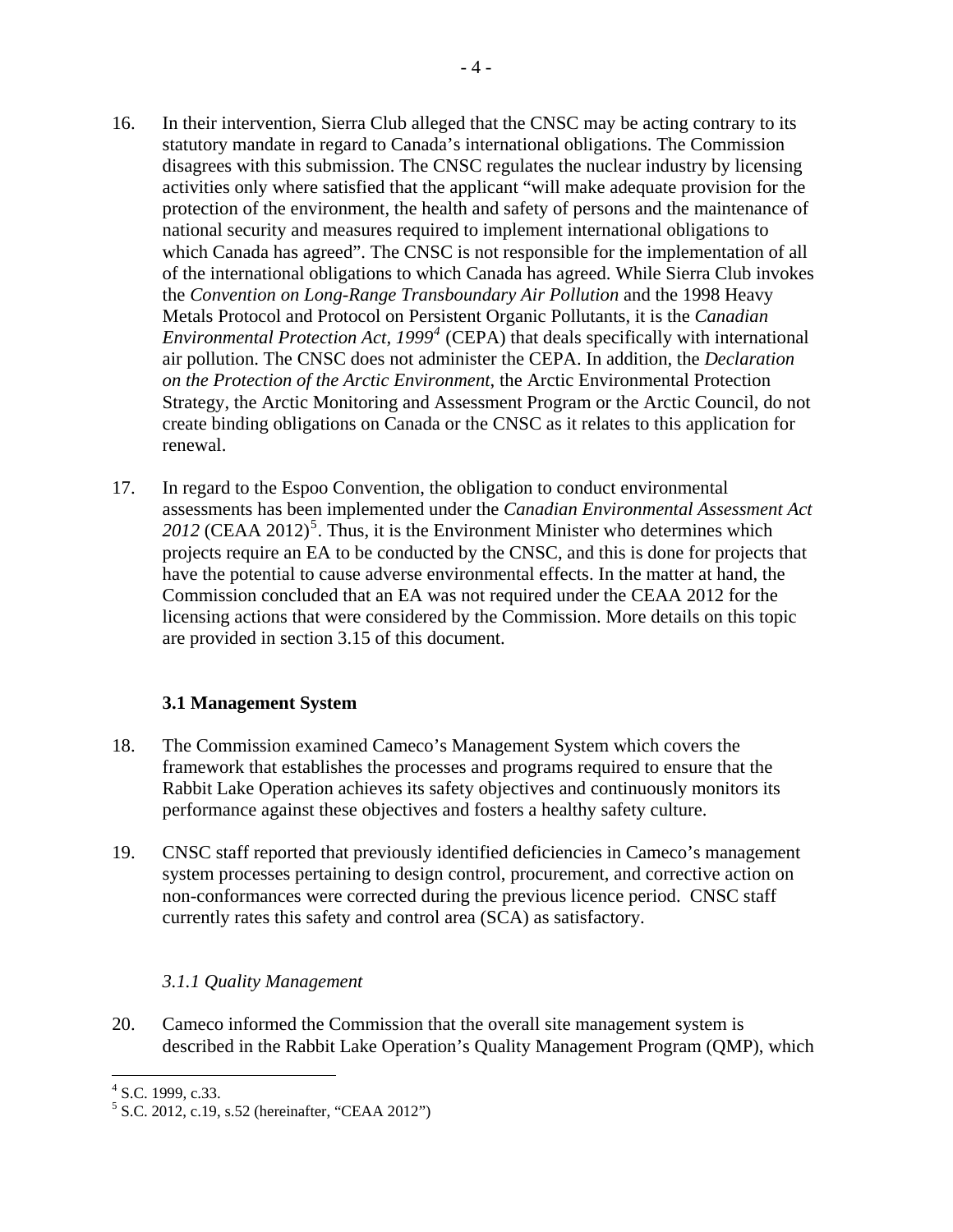16. In their intervention, Sierra Club alleged that the CNSC may be acting contrary to its statutory mandate in regard to Canada's international obligations. The Commission disagrees with this submission. The CNSC regulates the nuclear industry by licensing activities only where satisfied that the applicant "will make adequate provision for the protection of the environment, the health and safety of persons and the maintenance of national security and measures required to implement international obligations to which Canada has agreed". The CNSC is not responsible for the implementation of all of the international obligations to which Canada has agreed. While Sierra Club invokes the *Convention on Long-Range Transboundary Air Pollution* and the 1998 Heavy Metals Protocol and Protocol on Persistent Organic Pollutants, it is the *Canadian Environmental Protection Act, 1999*[4] (CEPA) that deals specifically with international air pollution. The CNSC does not administer the CEPA. In addition, the *Declaration on the Protection of the Arctic Environment*, the Arctic Environmental Protection Strategy, the Arctic Monitoring and Assessment Program or the Arctic Council, do not create binding obligations on Canada or the CNSC as it relates to this application for renewal.

17. In regard to the Espoo Convention, the obligation to conduct environmental assessments has been implemented under the *Canadian Environmental Assessment Act 2012* (CEAA 2012)[5]. Thus, it is the Environment Minister who determines which projects require an EA to be conducted by the CNSC, and this is done for projects that have the potential to cause adverse environmental effects. In the matter at hand, the Commission concluded that an EA was not required under the CEAA 2012 for the licensing actions that were considered by the Commission. More details on this topic are provided in section 3.15 of this document.

### 3.1 Management System

18. The Commission examined Cameco's Management System which covers the framework that establishes the processes and programs required to ensure that the Rabbit Lake Operation achieves its safety objectives and continuously monitors its performance against these objectives and fosters a healthy safety culture.

19. CNSC staff reported that previously identified deficiencies in Cameco's management system processes pertaining to design control, procurement, and corrective action on non-conformances were corrected during the previous licence period. CNSC staff currently rates this safety and control area (SCA) as satisfactory.

#### *3.1.1 Quality Management*

20. Cameco informed the Commission that the overall site management system is described in the Rabbit Lake Operation's Quality Management Program (QMP), which

---

[4] S.C. 1999, c.33.

[5] S.C. 2012, c.19, s.52 (hereinafter, "CEAA 2012")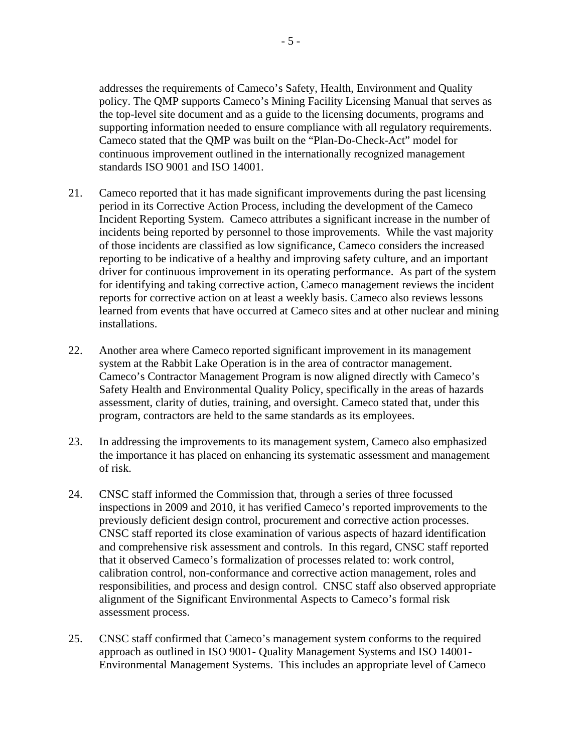addresses the requirements of Cameco's Safety, Health, Environment and Quality policy. The QMP supports Cameco's Mining Facility Licensing Manual that serves as the top-level site document and as a guide to the licensing documents, programs and supporting information needed to ensure compliance with all regulatory requirements. Cameco stated that the QMP was built on the "Plan-Do-Check-Act" model for continuous improvement outlined in the internationally recognized management standards ISO 9001 and ISO 14001.

21. Cameco reported that it has made significant improvements during the past licensing period in its Corrective Action Process, including the development of the Cameco Incident Reporting System. Cameco attributes a significant increase in the number of incidents being reported by personnel to those improvements. While the vast majority of those incidents are classified as low significance, Cameco considers the increased reporting to be indicative of a healthy and improving safety culture, and an important driver for continuous improvement in its operating performance. As part of the system for identifying and taking corrective action, Cameco management reviews the incident reports for corrective action on at least a weekly basis. Cameco also reviews lessons learned from events that have occurred at Cameco sites and at other nuclear and mining installations.

22. Another area where Cameco reported significant improvement in its management system at the Rabbit Lake Operation is in the area of contractor management. Cameco's Contractor Management Program is now aligned directly with Cameco's Safety Health and Environmental Quality Policy, specifically in the areas of hazards assessment, clarity of duties, training, and oversight. Cameco stated that, under this program, contractors are held to the same standards as its employees.

23. In addressing the improvements to its management system, Cameco also emphasized the importance it has placed on enhancing its systematic assessment and management of risk.

24. CNSC staff informed the Commission that, through a series of three focussed inspections in 2009 and 2010, it has verified Cameco's reported improvements to the previously deficient design control, procurement and corrective action processes. CNSC staff reported its close examination of various aspects of hazard identification and comprehensive risk assessment and controls. In this regard, CNSC staff reported that it observed Cameco's formalization of processes related to: work control, calibration control, non-conformance and corrective action management, roles and responsibilities, and process and design control. CNSC staff also observed appropriate alignment of the Significant Environmental Aspects to Cameco's formal risk assessment process.

25. CNSC staff confirmed that Cameco's management system conforms to the required approach as outlined in ISO 9001- Quality Management Systems and ISO 14001- Environmental Management Systems. This includes an appropriate level of Cameco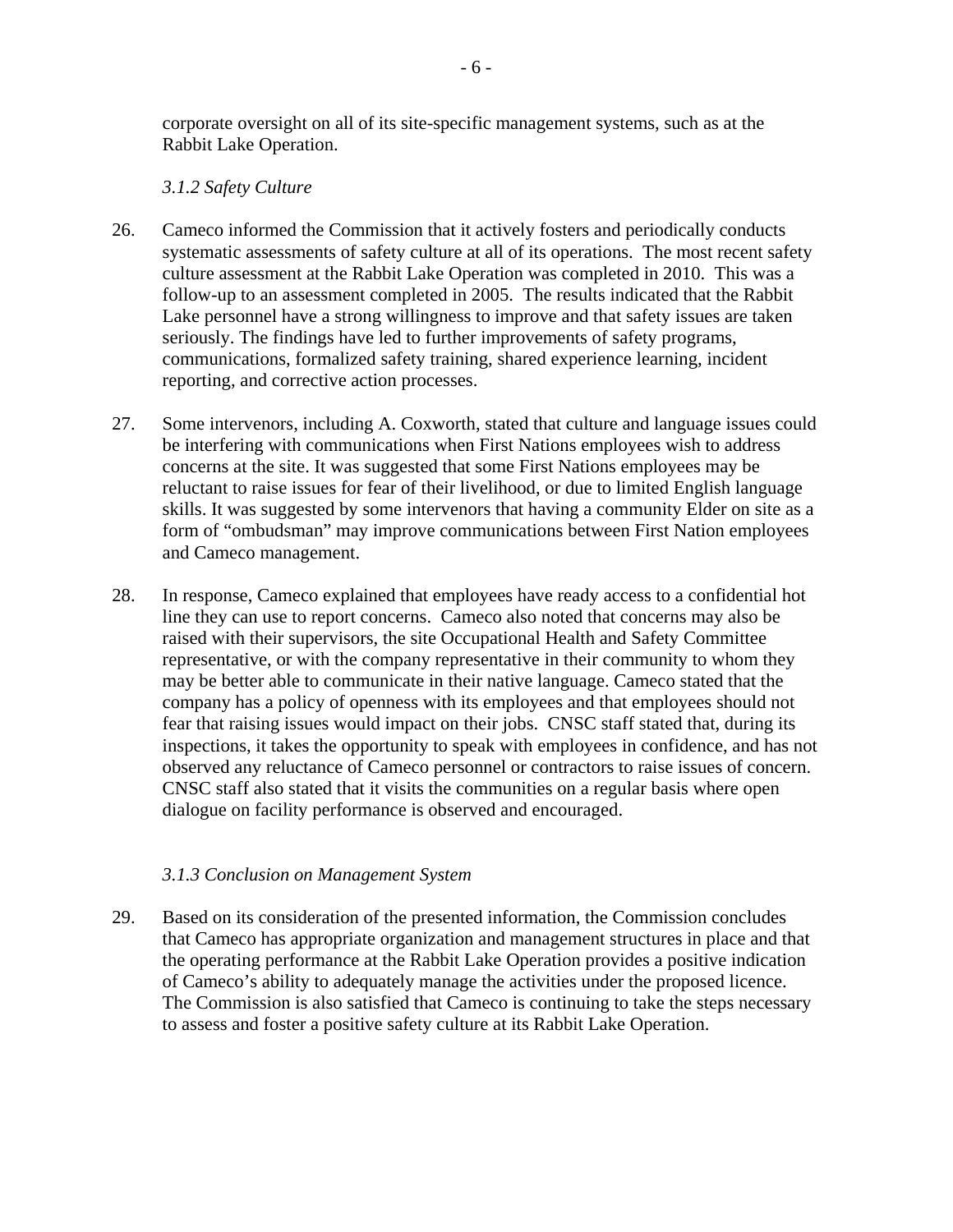corporate oversight on all of its site-specific management systems, such as at the Rabbit Lake Operation.

*3.1.2 Safety Culture*

26. Cameco informed the Commission that it actively fosters and periodically conducts systematic assessments of safety culture at all of its operations. The most recent safety culture assessment at the Rabbit Lake Operation was completed in 2010. This was a follow-up to an assessment completed in 2005. The results indicated that the Rabbit Lake personnel have a strong willingness to improve and that safety issues are taken seriously. The findings have led to further improvements of safety programs, communications, formalized safety training, shared experience learning, incident reporting, and corrective action processes.

27. Some intervenors, including A. Coxworth, stated that culture and language issues could be interfering with communications when First Nations employees wish to address concerns at the site. It was suggested that some First Nations employees may be reluctant to raise issues for fear of their livelihood, or due to limited English language skills. It was suggested by some intervenors that having a community Elder on site as a form of "ombudsman" may improve communications between First Nation employees and Cameco management.

28. In response, Cameco explained that employees have ready access to a confidential hot line they can use to report concerns. Cameco also noted that concerns may also be raised with their supervisors, the site Occupational Health and Safety Committee representative, or with the company representative in their community to whom they may be better able to communicate in their native language. Cameco stated that the company has a policy of openness with its employees and that employees should not fear that raising issues would impact on their jobs. CNSC staff stated that, during its inspections, it takes the opportunity to speak with employees in confidence, and has not observed any reluctance of Cameco personnel or contractors to raise issues of concern. CNSC staff also stated that it visits the communities on a regular basis where open dialogue on facility performance is observed and encouraged.

*3.1.3 Conclusion on Management System*

29. Based on its consideration of the presented information, the Commission concludes that Cameco has appropriate organization and management structures in place and that the operating performance at the Rabbit Lake Operation provides a positive indication of Cameco's ability to adequately manage the activities under the proposed licence. The Commission is also satisfied that Cameco is continuing to take the steps necessary to assess and foster a positive safety culture at its Rabbit Lake Operation.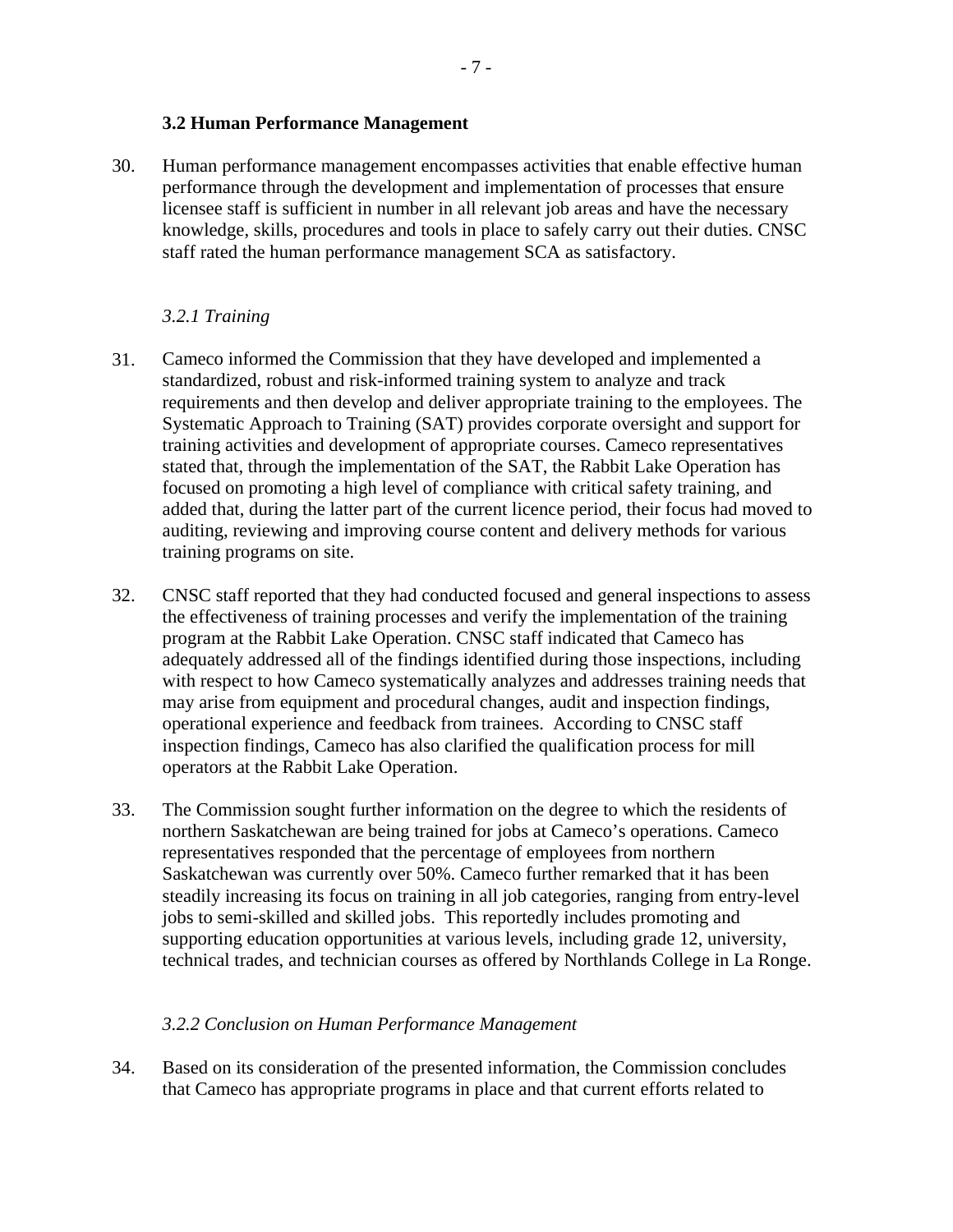### 3.2 Human Performance Management

30. Human performance management encompasses activities that enable effective human performance through the development and implementation of processes that ensure licensee staff is sufficient in number in all relevant job areas and have the necessary knowledge, skills, procedures and tools in place to safely carry out their duties. CNSC staff rated the human performance management SCA as satisfactory.

#### *3.2.1 Training*

31. Cameco informed the Commission that they have developed and implemented a standardized, robust and risk-informed training system to analyze and track requirements and then develop and deliver appropriate training to the employees. The Systematic Approach to Training (SAT) provides corporate oversight and support for training activities and development of appropriate courses. Cameco representatives stated that, through the implementation of the SAT, the Rabbit Lake Operation has focused on promoting a high level of compliance with critical safety training, and added that, during the latter part of the current licence period, their focus had moved to auditing, reviewing and improving course content and delivery methods for various training programs on site.

32. CNSC staff reported that they had conducted focused and general inspections to assess the effectiveness of training processes and verify the implementation of the training program at the Rabbit Lake Operation. CNSC staff indicated that Cameco has adequately addressed all of the findings identified during those inspections, including with respect to how Cameco systematically analyzes and addresses training needs that may arise from equipment and procedural changes, audit and inspection findings, operational experience and feedback from trainees. According to CNSC staff inspection findings, Cameco has also clarified the qualification process for mill operators at the Rabbit Lake Operation.

33. The Commission sought further information on the degree to which the residents of northern Saskatchewan are being trained for jobs at Cameco's operations. Cameco representatives responded that the percentage of employees from northern Saskatchewan was currently over 50%. Cameco further remarked that it has been steadily increasing its focus on training in all job categories, ranging from entry-level jobs to semi-skilled and skilled jobs. This reportedly includes promoting and supporting education opportunities at various levels, including grade 12, university, technical trades, and technician courses as offered by Northlands College in La Ronge.

#### *3.2.2 Conclusion on Human Performance Management*

34. Based on its consideration of the presented information, the Commission concludes that Cameco has appropriate programs in place and that current efforts related to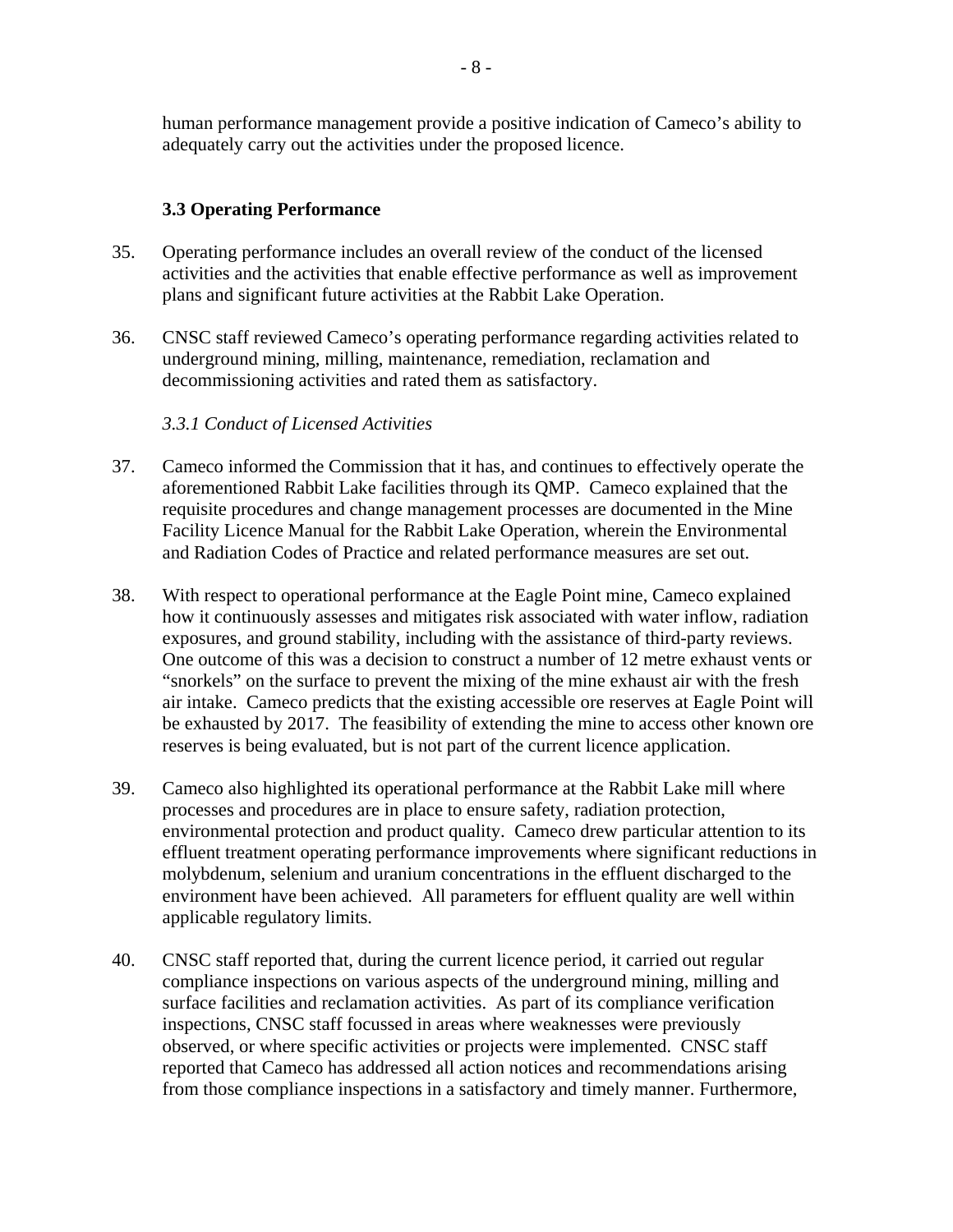human performance management provide a positive indication of Cameco's ability to adequately carry out the activities under the proposed licence.

### 3.3 Operating Performance

35. Operating performance includes an overall review of the conduct of the licensed activities and the activities that enable effective performance as well as improvement plans and significant future activities at the Rabbit Lake Operation.

36. CNSC staff reviewed Cameco's operating performance regarding activities related to underground mining, milling, maintenance, remediation, reclamation and decommissioning activities and rated them as satisfactory.

#### *3.3.1 Conduct of Licensed Activities*

37. Cameco informed the Commission that it has, and continues to effectively operate the aforementioned Rabbit Lake facilities through its QMP. Cameco explained that the requisite procedures and change management processes are documented in the Mine Facility Licence Manual for the Rabbit Lake Operation, wherein the Environmental and Radiation Codes of Practice and related performance measures are set out.

38. With respect to operational performance at the Eagle Point mine, Cameco explained how it continuously assesses and mitigates risk associated with water inflow, radiation exposures, and ground stability, including with the assistance of third-party reviews. One outcome of this was a decision to construct a number of 12 metre exhaust vents or "snorkels" on the surface to prevent the mixing of the mine exhaust air with the fresh air intake. Cameco predicts that the existing accessible ore reserves at Eagle Point will be exhausted by 2017. The feasibility of extending the mine to access other known ore reserves is being evaluated, but is not part of the current licence application.

39. Cameco also highlighted its operational performance at the Rabbit Lake mill where processes and procedures are in place to ensure safety, radiation protection, environmental protection and product quality. Cameco drew particular attention to its effluent treatment operating performance improvements where significant reductions in molybdenum, selenium and uranium concentrations in the effluent discharged to the environment have been achieved. All parameters for effluent quality are well within applicable regulatory limits.

40. CNSC staff reported that, during the current licence period, it carried out regular compliance inspections on various aspects of the underground mining, milling and surface facilities and reclamation activities. As part of its compliance verification inspections, CNSC staff focussed in areas where weaknesses were previously observed, or where specific activities or projects were implemented. CNSC staff reported that Cameco has addressed all action notices and recommendations arising from those compliance inspections in a satisfactory and timely manner. Furthermore,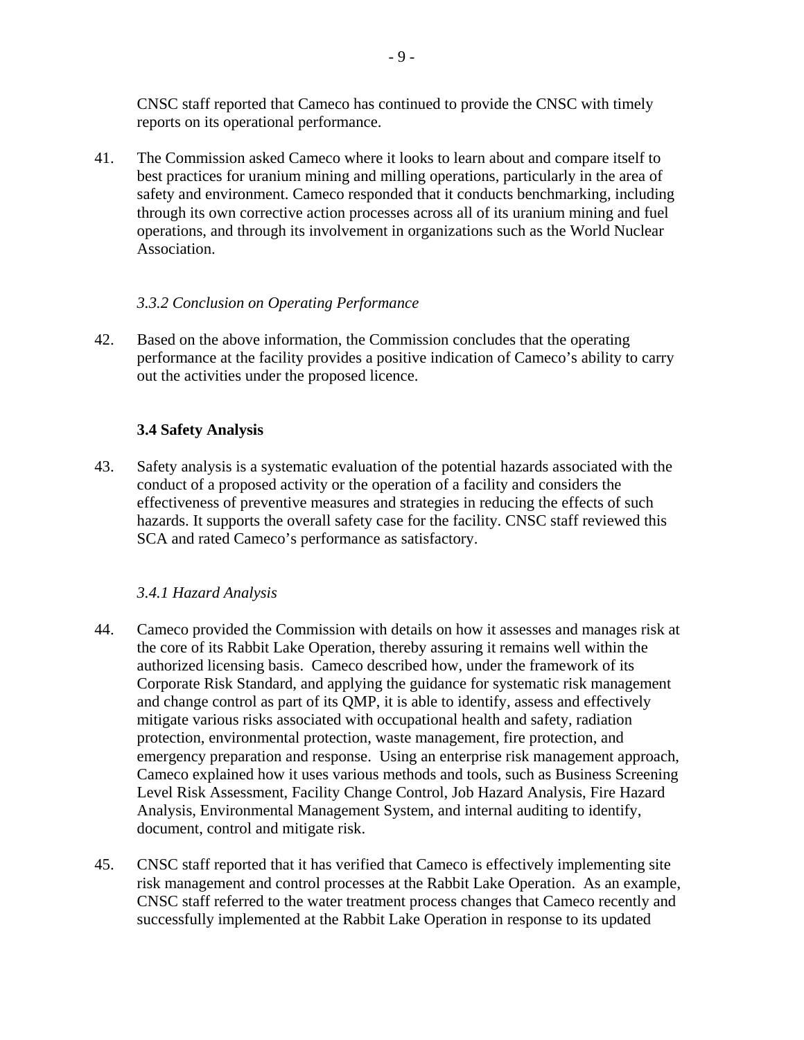CNSC staff reported that Cameco has continued to provide the CNSC with timely reports on its operational performance.

41. The Commission asked Cameco where it looks to learn about and compare itself to best practices for uranium mining and milling operations, particularly in the area of safety and environment. Cameco responded that it conducts benchmarking, including through its own corrective action processes across all of its uranium mining and fuel operations, and through its involvement in organizations such as the World Nuclear Association.

*3.3.2 Conclusion on Operating Performance*

42. Based on the above information, the Commission concludes that the operating performance at the facility provides a positive indication of Cameco's ability to carry out the activities under the proposed licence.

**3.4 Safety Analysis**

43. Safety analysis is a systematic evaluation of the potential hazards associated with the conduct of a proposed activity or the operation of a facility and considers the effectiveness of preventive measures and strategies in reducing the effects of such hazards. It supports the overall safety case for the facility. CNSC staff reviewed this SCA and rated Cameco's performance as satisfactory.

*3.4.1 Hazard Analysis*

44. Cameco provided the Commission with details on how it assesses and manages risk at the core of its Rabbit Lake Operation, thereby assuring it remains well within the authorized licensing basis. Cameco described how, under the framework of its Corporate Risk Standard, and applying the guidance for systematic risk management and change control as part of its QMP, it is able to identify, assess and effectively mitigate various risks associated with occupational health and safety, radiation protection, environmental protection, waste management, fire protection, and emergency preparation and response. Using an enterprise risk management approach, Cameco explained how it uses various methods and tools, such as Business Screening Level Risk Assessment, Facility Change Control, Job Hazard Analysis, Fire Hazard Analysis, Environmental Management System, and internal auditing to identify, document, control and mitigate risk.

45. CNSC staff reported that it has verified that Cameco is effectively implementing site risk management and control processes at the Rabbit Lake Operation. As an example, CNSC staff referred to the water treatment process changes that Cameco recently and successfully implemented at the Rabbit Lake Operation in response to its updated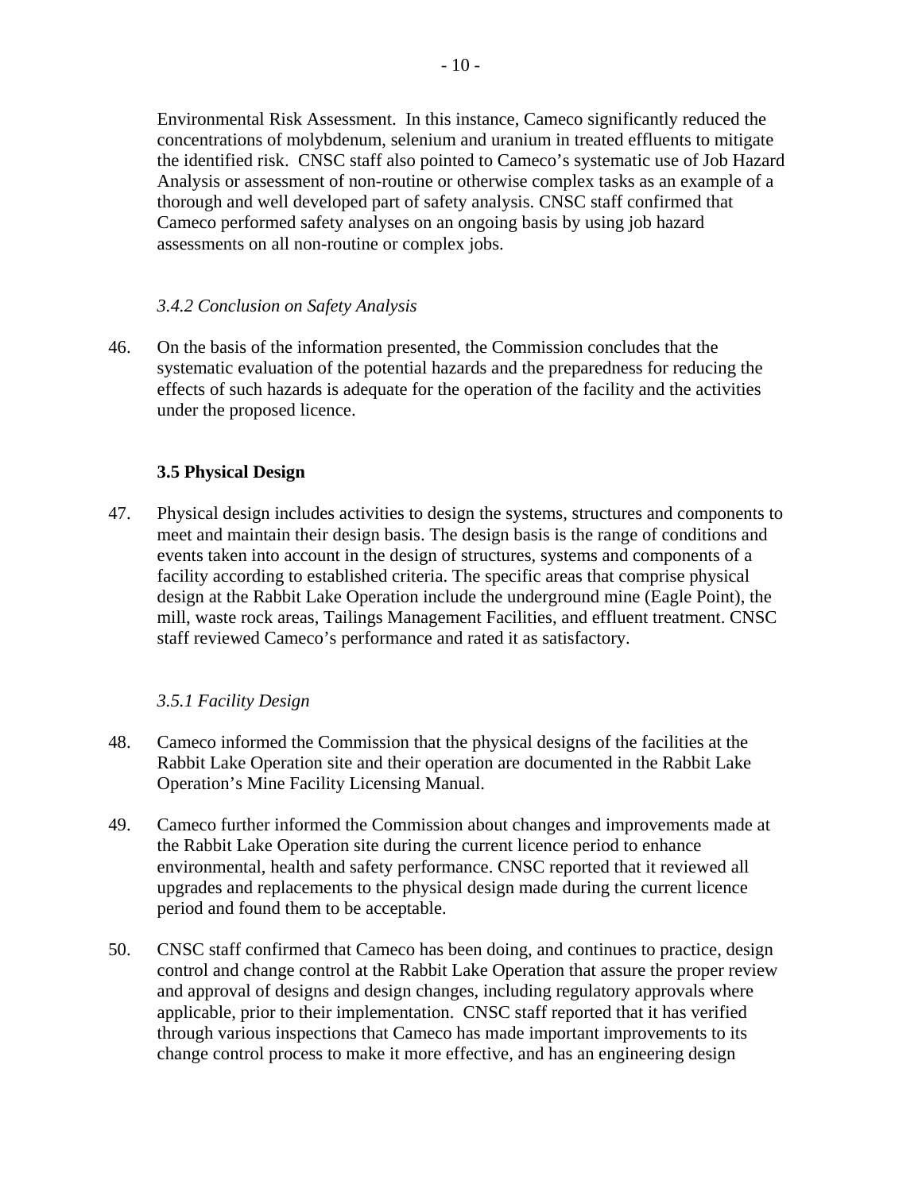Environmental Risk Assessment. In this instance, Cameco significantly reduced the concentrations of molybdenum, selenium and uranium in treated effluents to mitigate the identified risk. CNSC staff also pointed to Cameco's systematic use of Job Hazard Analysis or assessment of non-routine or otherwise complex tasks as an example of a thorough and well developed part of safety analysis. CNSC staff confirmed that Cameco performed safety analyses on an ongoing basis by using job hazard assessments on all non-routine or complex jobs.

#### *3.4.2 Conclusion on Safety Analysis*

46. On the basis of the information presented, the Commission concludes that the systematic evaluation of the potential hazards and the preparedness for reducing the effects of such hazards is adequate for the operation of the facility and the activities under the proposed licence.

### 3.5 Physical Design

47. Physical design includes activities to design the systems, structures and components to meet and maintain their design basis. The design basis is the range of conditions and events taken into account in the design of structures, systems and components of a facility according to established criteria. The specific areas that comprise physical design at the Rabbit Lake Operation include the underground mine (Eagle Point), the mill, waste rock areas, Tailings Management Facilities, and effluent treatment. CNSC staff reviewed Cameco's performance and rated it as satisfactory.

#### *3.5.1 Facility Design*

48. Cameco informed the Commission that the physical designs of the facilities at the Rabbit Lake Operation site and their operation are documented in the Rabbit Lake Operation's Mine Facility Licensing Manual.

49. Cameco further informed the Commission about changes and improvements made at the Rabbit Lake Operation site during the current licence period to enhance environmental, health and safety performance. CNSC reported that it reviewed all upgrades and replacements to the physical design made during the current licence period and found them to be acceptable.

50. CNSC staff confirmed that Cameco has been doing, and continues to practice, design control and change control at the Rabbit Lake Operation that assure the proper review and approval of designs and design changes, including regulatory approvals where applicable, prior to their implementation. CNSC staff reported that it has verified through various inspections that Cameco has made important improvements to its change control process to make it more effective, and has an engineering design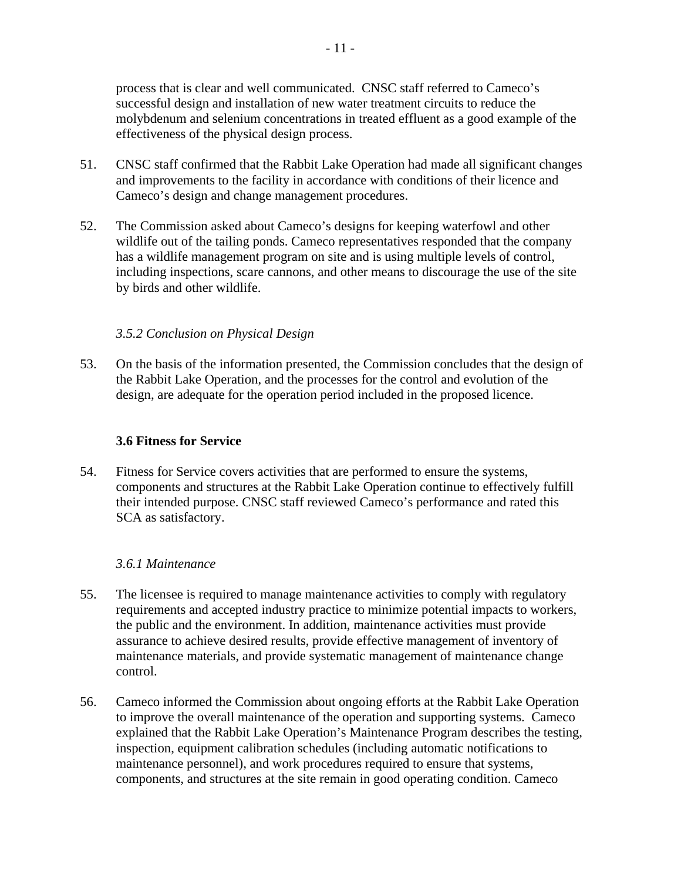process that is clear and well communicated. CNSC staff referred to Cameco's successful design and installation of new water treatment circuits to reduce the molybdenum and selenium concentrations in treated effluent as a good example of the effectiveness of the physical design process.

51. CNSC staff confirmed that the Rabbit Lake Operation had made all significant changes and improvements to the facility in accordance with conditions of their licence and Cameco's design and change management procedures.

52. The Commission asked about Cameco's designs for keeping waterfowl and other wildlife out of the tailing ponds. Cameco representatives responded that the company has a wildlife management program on site and is using multiple levels of control, including inspections, scare cannons, and other means to discourage the use of the site by birds and other wildlife.

*3.5.2 Conclusion on Physical Design*

53. On the basis of the information presented, the Commission concludes that the design of the Rabbit Lake Operation, and the processes for the control and evolution of the design, are adequate for the operation period included in the proposed licence.

### 3.6 Fitness for Service

54. Fitness for Service covers activities that are performed to ensure the systems, components and structures at the Rabbit Lake Operation continue to effectively fulfill their intended purpose. CNSC staff reviewed Cameco's performance and rated this SCA as satisfactory.

*3.6.1 Maintenance*

55. The licensee is required to manage maintenance activities to comply with regulatory requirements and accepted industry practice to minimize potential impacts to workers, the public and the environment. In addition, maintenance activities must provide assurance to achieve desired results, provide effective management of inventory of maintenance materials, and provide systematic management of maintenance change control.

56. Cameco informed the Commission about ongoing efforts at the Rabbit Lake Operation to improve the overall maintenance of the operation and supporting systems. Cameco explained that the Rabbit Lake Operation's Maintenance Program describes the testing, inspection, equipment calibration schedules (including automatic notifications to maintenance personnel), and work procedures required to ensure that systems, components, and structures at the site remain in good operating condition. Cameco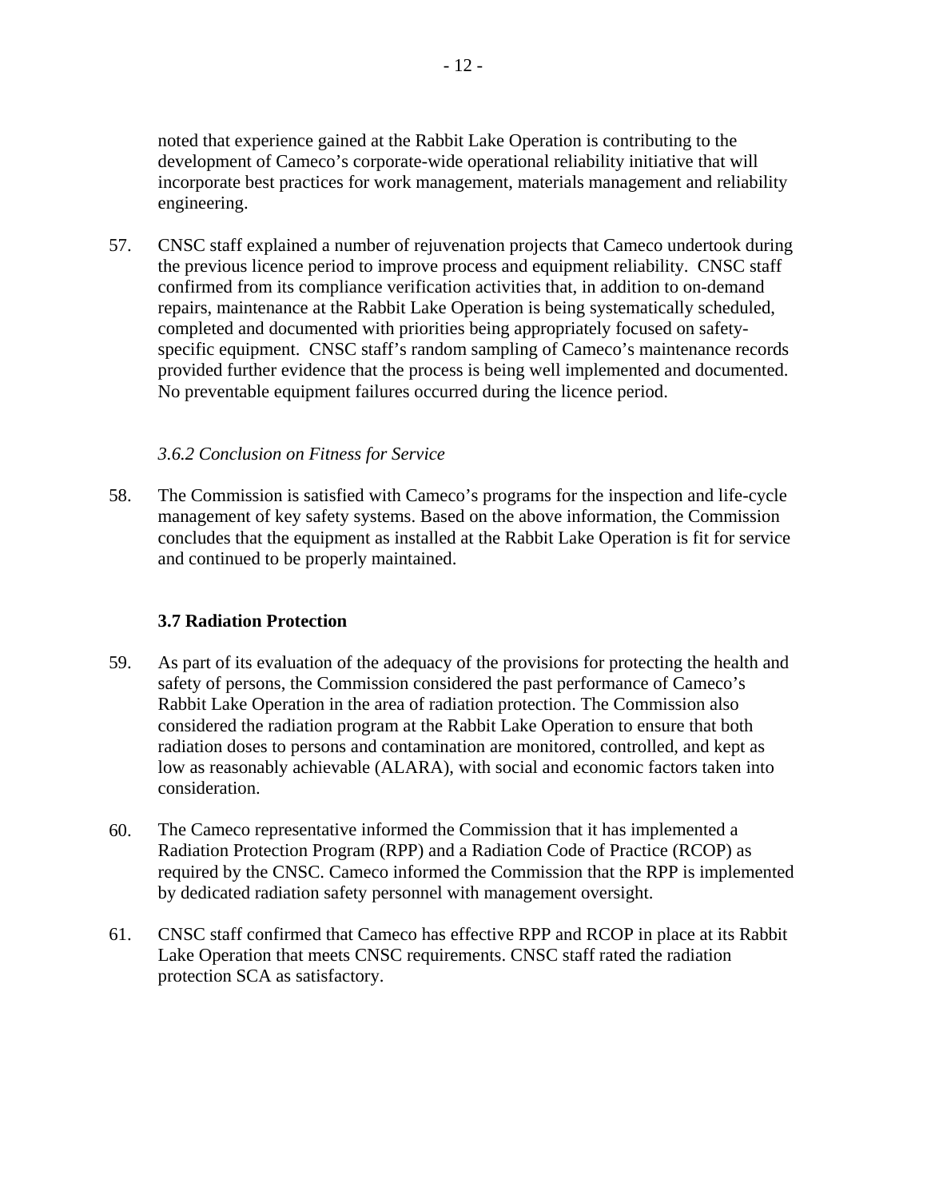noted that experience gained at the Rabbit Lake Operation is contributing to the development of Cameco's corporate-wide operational reliability initiative that will incorporate best practices for work management, materials management and reliability engineering.

57. CNSC staff explained a number of rejuvenation projects that Cameco undertook during the previous licence period to improve process and equipment reliability. CNSC staff confirmed from its compliance verification activities that, in addition to on-demand repairs, maintenance at the Rabbit Lake Operation is being systematically scheduled, completed and documented with priorities being appropriately focused on safety-specific equipment. CNSC staff's random sampling of Cameco's maintenance records provided further evidence that the process is being well implemented and documented. No preventable equipment failures occurred during the licence period.

#### *3.6.2 Conclusion on Fitness for Service*

58. The Commission is satisfied with Cameco's programs for the inspection and life-cycle management of key safety systems. Based on the above information, the Commission concludes that the equipment as installed at the Rabbit Lake Operation is fit for service and continued to be properly maintained.

### 3.7 Radiation Protection

59. As part of its evaluation of the adequacy of the provisions for protecting the health and safety of persons, the Commission considered the past performance of Cameco's Rabbit Lake Operation in the area of radiation protection. The Commission also considered the radiation program at the Rabbit Lake Operation to ensure that both radiation doses to persons and contamination are monitored, controlled, and kept as low as reasonably achievable (ALARA), with social and economic factors taken into consideration.

60. The Cameco representative informed the Commission that it has implemented a Radiation Protection Program (RPP) and a Radiation Code of Practice (RCOP) as required by the CNSC. Cameco informed the Commission that the RPP is implemented by dedicated radiation safety personnel with management oversight.

61. CNSC staff confirmed that Cameco has effective RPP and RCOP in place at its Rabbit Lake Operation that meets CNSC requirements. CNSC staff rated the radiation protection SCA as satisfactory.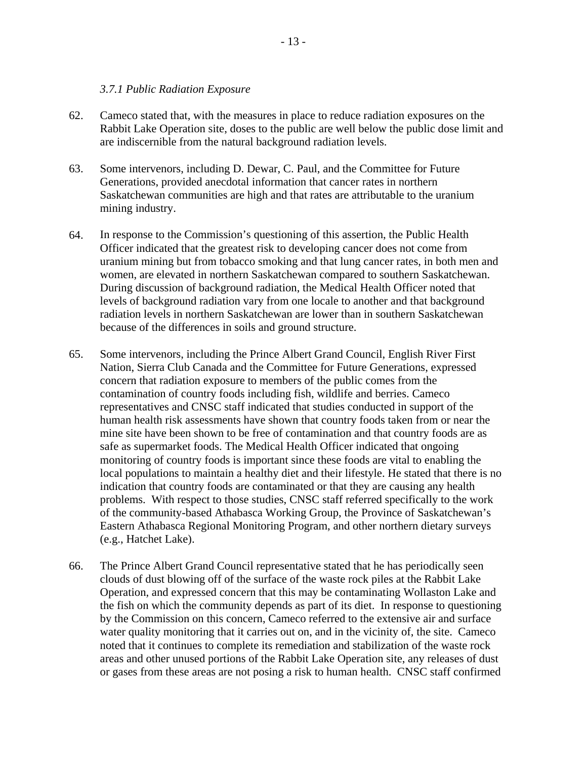*3.7.1 Public Radiation Exposure*

62. Cameco stated that, with the measures in place to reduce radiation exposures on the Rabbit Lake Operation site, doses to the public are well below the public dose limit and are indiscernible from the natural background radiation levels.

63. Some intervenors, including D. Dewar, C. Paul, and the Committee for Future Generations, provided anecdotal information that cancer rates in northern Saskatchewan communities are high and that rates are attributable to the uranium mining industry.

64. In response to the Commission's questioning of this assertion, the Public Health Officer indicated that the greatest risk to developing cancer does not come from uranium mining but from tobacco smoking and that lung cancer rates, in both men and women, are elevated in northern Saskatchewan compared to southern Saskatchewan. During discussion of background radiation, the Medical Health Officer noted that levels of background radiation vary from one locale to another and that background radiation levels in northern Saskatchewan are lower than in southern Saskatchewan because of the differences in soils and ground structure.

65. Some intervenors, including the Prince Albert Grand Council, English River First Nation, Sierra Club Canada and the Committee for Future Generations, expressed concern that radiation exposure to members of the public comes from the contamination of country foods including fish, wildlife and berries. Cameco representatives and CNSC staff indicated that studies conducted in support of the human health risk assessments have shown that country foods taken from or near the mine site have been shown to be free of contamination and that country foods are as safe as supermarket foods. The Medical Health Officer indicated that ongoing monitoring of country foods is important since these foods are vital to enabling the local populations to maintain a healthy diet and their lifestyle. He stated that there is no indication that country foods are contaminated or that they are causing any health problems. With respect to those studies, CNSC staff referred specifically to the work of the community-based Athabasca Working Group, the Province of Saskatchewan's Eastern Athabasca Regional Monitoring Program, and other northern dietary surveys (e.g., Hatchet Lake).

66. The Prince Albert Grand Council representative stated that he has periodically seen clouds of dust blowing off of the surface of the waste rock piles at the Rabbit Lake Operation, and expressed concern that this may be contaminating Wollaston Lake and the fish on which the community depends as part of its diet. In response to questioning by the Commission on this concern, Cameco referred to the extensive air and surface water quality monitoring that it carries out on, and in the vicinity of, the site. Cameco noted that it continues to complete its remediation and stabilization of the waste rock areas and other unused portions of the Rabbit Lake Operation site, any releases of dust or gases from these areas are not posing a risk to human health. CNSC staff confirmed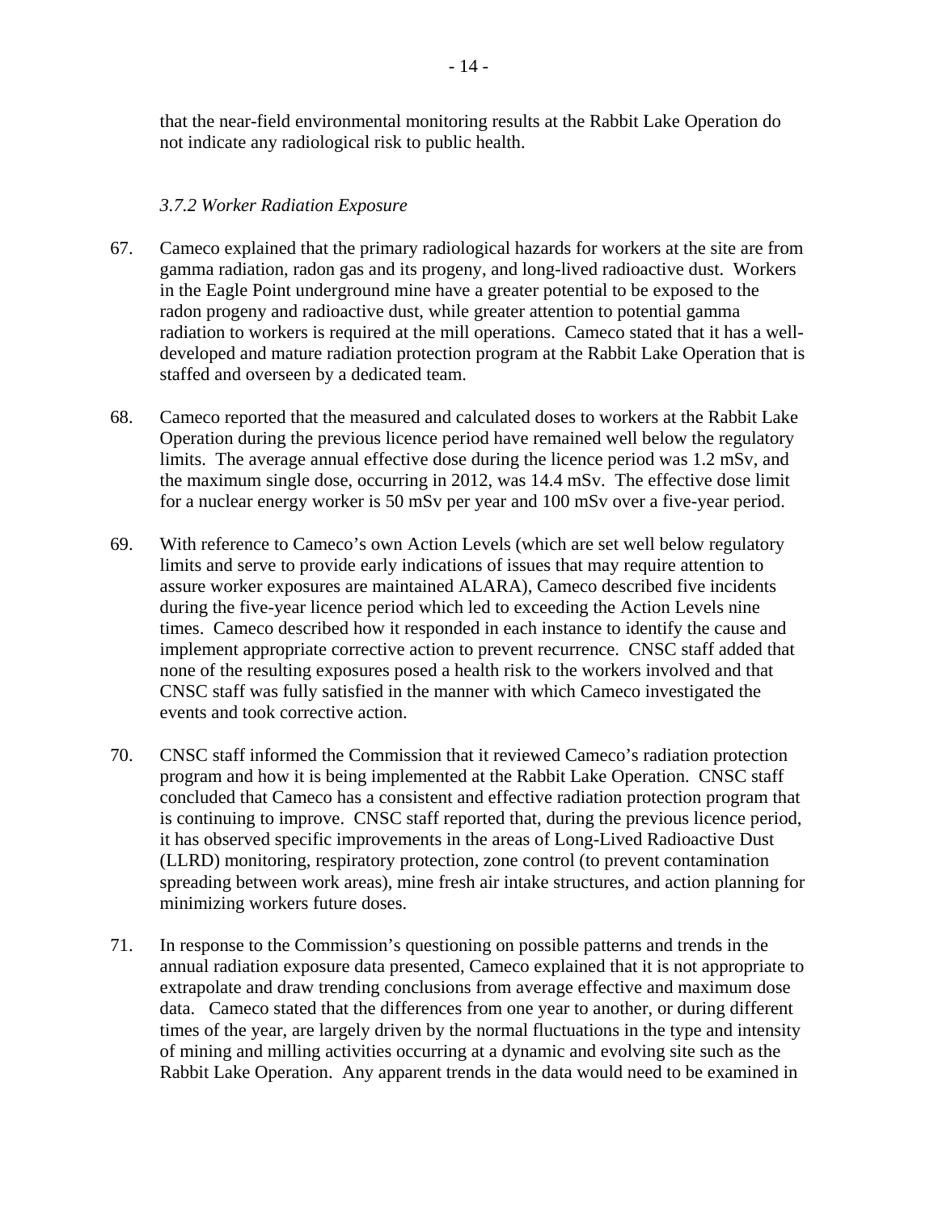that the near-field environmental monitoring results at the Rabbit Lake Operation do not indicate any radiological risk to public health.

### *3.7.2 Worker Radiation Exposure*

67. Cameco explained that the primary radiological hazards for workers at the site are from gamma radiation, radon gas and its progeny, and long-lived radioactive dust. Workers in the Eagle Point underground mine have a greater potential to be exposed to the radon progeny and radioactive dust, while greater attention to potential gamma radiation to workers is required at the mill operations. Cameco stated that it has a well-developed and mature radiation protection program at the Rabbit Lake Operation that is staffed and overseen by a dedicated team.

68. Cameco reported that the measured and calculated doses to workers at the Rabbit Lake Operation during the previous licence period have remained well below the regulatory limits. The average annual effective dose during the licence period was 1.2 mSv, and the maximum single dose, occurring in 2012, was 14.4 mSv. The effective dose limit for a nuclear energy worker is 50 mSv per year and 100 mSv over a five-year period.

69. With reference to Cameco's own Action Levels (which are set well below regulatory limits and serve to provide early indications of issues that may require attention to assure worker exposures are maintained ALARA), Cameco described five incidents during the five-year licence period which led to exceeding the Action Levels nine times. Cameco described how it responded in each instance to identify the cause and implement appropriate corrective action to prevent recurrence. CNSC staff added that none of the resulting exposures posed a health risk to the workers involved and that CNSC staff was fully satisfied in the manner with which Cameco investigated the events and took corrective action.

70. CNSC staff informed the Commission that it reviewed Cameco's radiation protection program and how it is being implemented at the Rabbit Lake Operation. CNSC staff concluded that Cameco has a consistent and effective radiation protection program that is continuing to improve. CNSC staff reported that, during the previous licence period, it has observed specific improvements in the areas of Long-Lived Radioactive Dust (LLRD) monitoring, respiratory protection, zone control (to prevent contamination spreading between work areas), mine fresh air intake structures, and action planning for minimizing workers future doses.

71. In response to the Commission's questioning on possible patterns and trends in the annual radiation exposure data presented, Cameco explained that it is not appropriate to extrapolate and draw trending conclusions from average effective and maximum dose data. Cameco stated that the differences from one year to another, or during different times of the year, are largely driven by the normal fluctuations in the type and intensity of mining and milling activities occurring at a dynamic and evolving site such as the Rabbit Lake Operation. Any apparent trends in the data would need to be examined in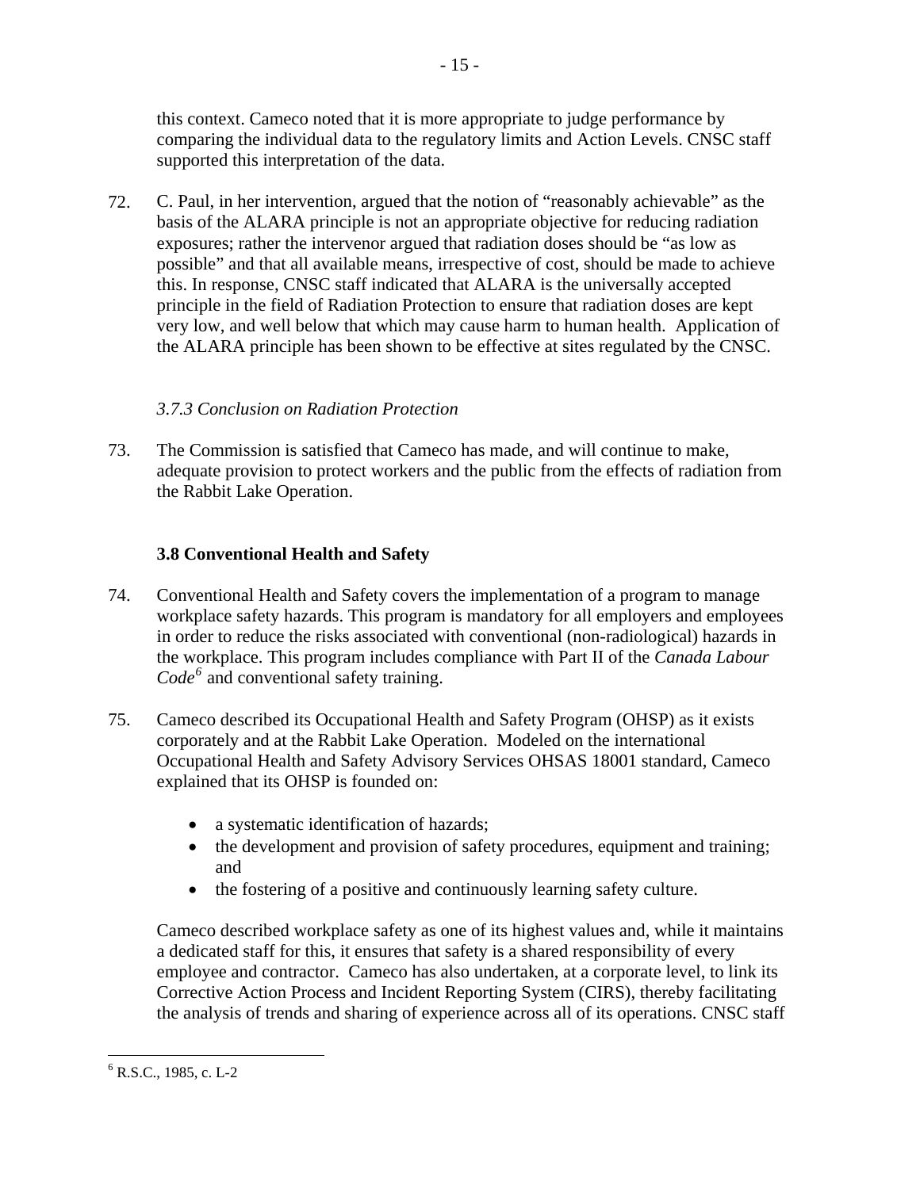this context. Cameco noted that it is more appropriate to judge performance by comparing the individual data to the regulatory limits and Action Levels. CNSC staff supported this interpretation of the data.

72. C. Paul, in her intervention, argued that the notion of "reasonably achievable" as the basis of the ALARA principle is not an appropriate objective for reducing radiation exposures; rather the intervenor argued that radiation doses should be "as low as possible" and that all available means, irrespective of cost, should be made to achieve this. In response, CNSC staff indicated that ALARA is the universally accepted principle in the field of Radiation Protection to ensure that radiation doses are kept very low, and well below that which may cause harm to human health. Application of the ALARA principle has been shown to be effective at sites regulated by the CNSC.

#### *3.7.3 Conclusion on Radiation Protection*

73. The Commission is satisfied that Cameco has made, and will continue to make, adequate provision to protect workers and the public from the effects of radiation from the Rabbit Lake Operation.

### 3.8 Conventional Health and Safety

74. Conventional Health and Safety covers the implementation of a program to manage workplace safety hazards. This program is mandatory for all employers and employees in order to reduce the risks associated with conventional (non-radiological) hazards in the workplace. This program includes compliance with Part II of the *Canada Labour Code*[6] and conventional safety training.

75. Cameco described its Occupational Health and Safety Program (OHSP) as it exists corporately and at the Rabbit Lake Operation. Modeled on the international Occupational Health and Safety Advisory Services OHSAS 18001 standard, Cameco explained that its OHSP is founded on:

- a systematic identification of hazards;
- the development and provision of safety procedures, equipment and training; and
- the fostering of a positive and continuously learning safety culture.

Cameco described workplace safety as one of its highest values and, while it maintains a dedicated staff for this, it ensures that safety is a shared responsibility of every employee and contractor. Cameco has also undertaken, at a corporate level, to link its Corrective Action Process and Incident Reporting System (CIRS), thereby facilitating the analysis of trends and sharing of experience across all of its operations. CNSC staff

[6] R.S.C., 1985, c. L-2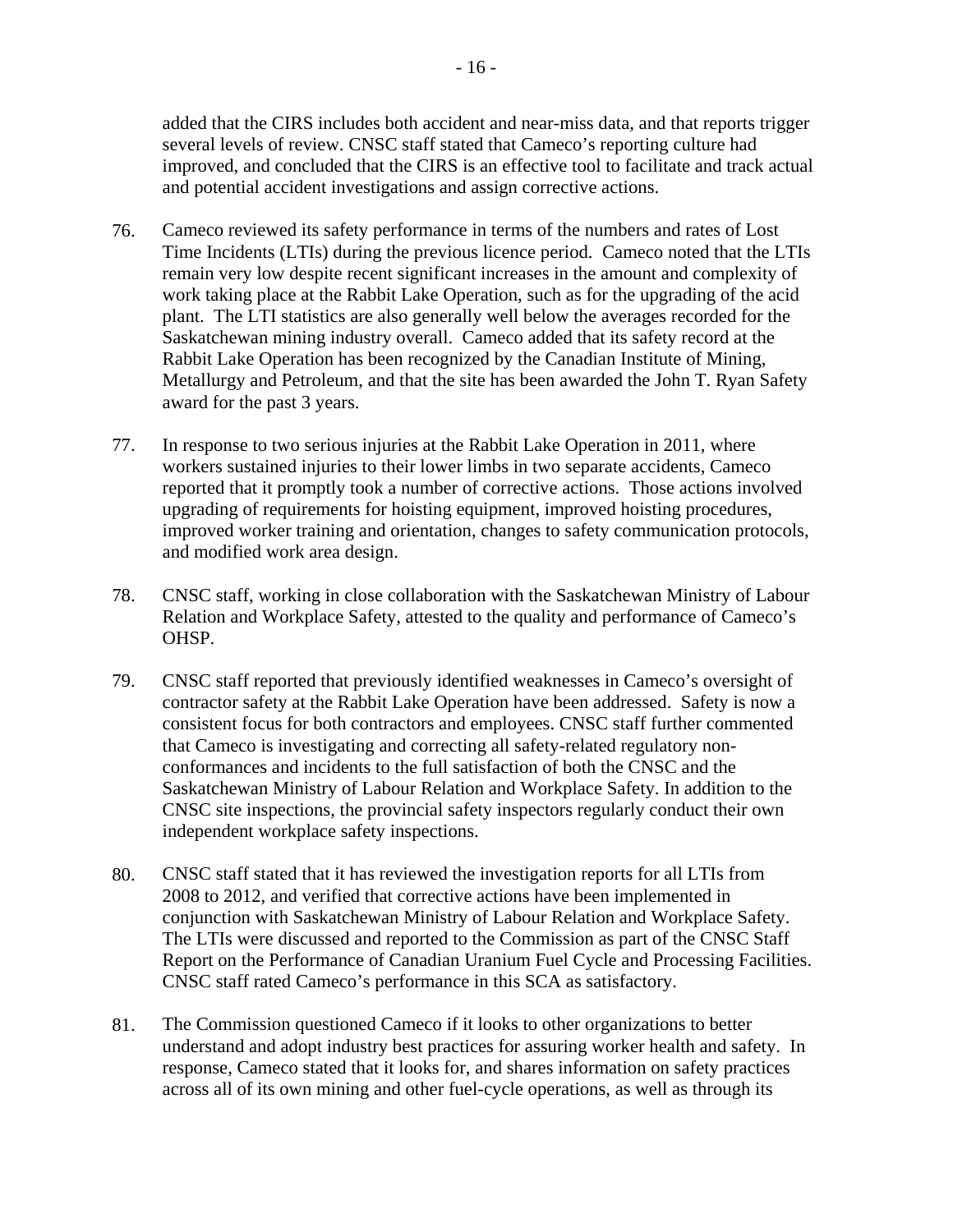added that the CIRS includes both accident and near-miss data, and that reports trigger several levels of review. CNSC staff stated that Cameco's reporting culture had improved, and concluded that the CIRS is an effective tool to facilitate and track actual and potential accident investigations and assign corrective actions.

76. Cameco reviewed its safety performance in terms of the numbers and rates of Lost Time Incidents (LTIs) during the previous licence period. Cameco noted that the LTIs remain very low despite recent significant increases in the amount and complexity of work taking place at the Rabbit Lake Operation, such as for the upgrading of the acid plant. The LTI statistics are also generally well below the averages recorded for the Saskatchewan mining industry overall. Cameco added that its safety record at the Rabbit Lake Operation has been recognized by the Canadian Institute of Mining, Metallurgy and Petroleum, and that the site has been awarded the John T. Ryan Safety award for the past 3 years.

77. In response to two serious injuries at the Rabbit Lake Operation in 2011, where workers sustained injuries to their lower limbs in two separate accidents, Cameco reported that it promptly took a number of corrective actions. Those actions involved upgrading of requirements for hoisting equipment, improved hoisting procedures, improved worker training and orientation, changes to safety communication protocols, and modified work area design.

78. CNSC staff, working in close collaboration with the Saskatchewan Ministry of Labour Relation and Workplace Safety, attested to the quality and performance of Cameco's OHSP.

79. CNSC staff reported that previously identified weaknesses in Cameco's oversight of contractor safety at the Rabbit Lake Operation have been addressed. Safety is now a consistent focus for both contractors and employees. CNSC staff further commented that Cameco is investigating and correcting all safety-related regulatory non-conformances and incidents to the full satisfaction of both the CNSC and the Saskatchewan Ministry of Labour Relation and Workplace Safety. In addition to the CNSC site inspections, the provincial safety inspectors regularly conduct their own independent workplace safety inspections.

80. CNSC staff stated that it has reviewed the investigation reports for all LTIs from 2008 to 2012, and verified that corrective actions have been implemented in conjunction with Saskatchewan Ministry of Labour Relation and Workplace Safety. The LTIs were discussed and reported to the Commission as part of the CNSC Staff Report on the Performance of Canadian Uranium Fuel Cycle and Processing Facilities. CNSC staff rated Cameco's performance in this SCA as satisfactory.

81. The Commission questioned Cameco if it looks to other organizations to better understand and adopt industry best practices for assuring worker health and safety. In response, Cameco stated that it looks for, and shares information on safety practices across all of its own mining and other fuel-cycle operations, as well as through its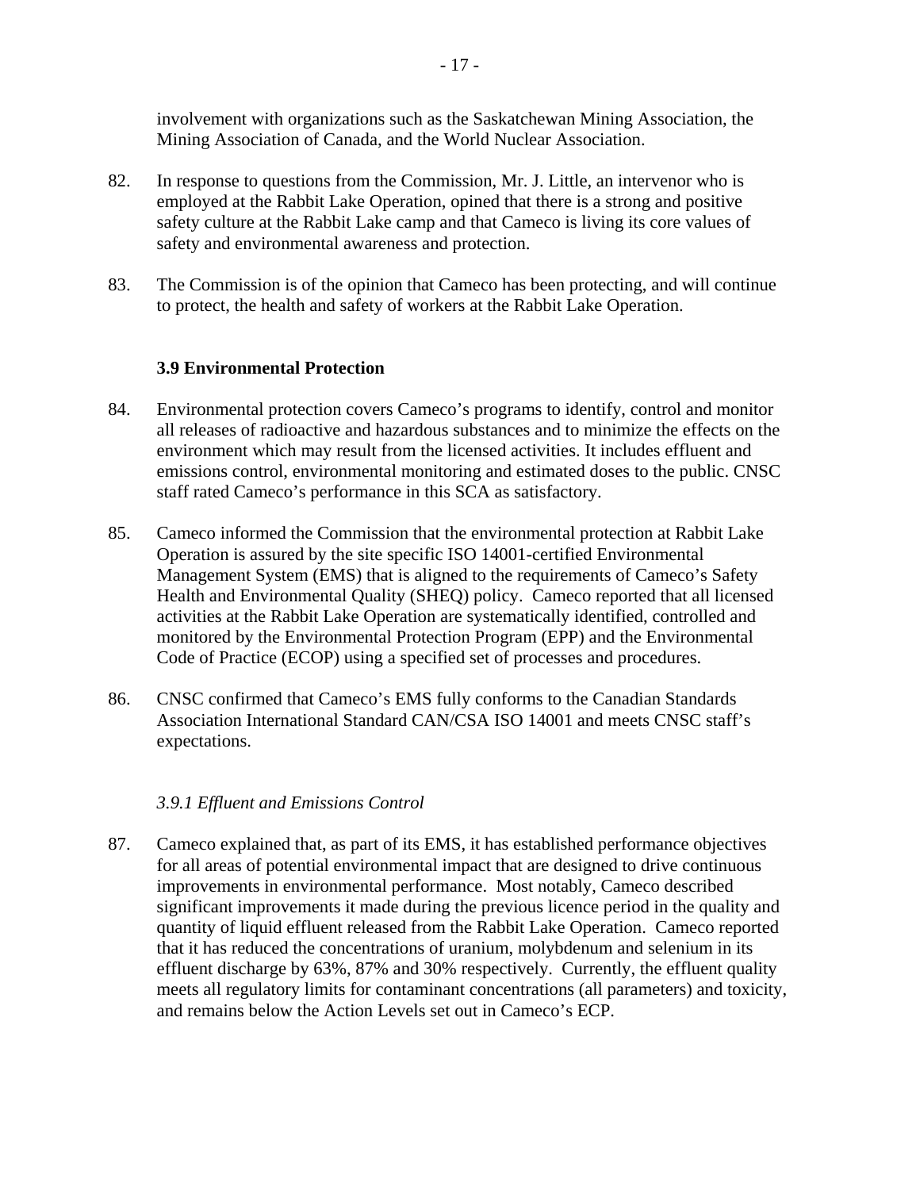involvement with organizations such as the Saskatchewan Mining Association, the Mining Association of Canada, and the World Nuclear Association.

82. In response to questions from the Commission, Mr. J. Little, an intervenor who is employed at the Rabbit Lake Operation, opined that there is a strong and positive safety culture at the Rabbit Lake camp and that Cameco is living its core values of safety and environmental awareness and protection.

83. The Commission is of the opinion that Cameco has been protecting, and will continue to protect, the health and safety of workers at the Rabbit Lake Operation.

### 3.9 Environmental Protection

84. Environmental protection covers Cameco's programs to identify, control and monitor all releases of radioactive and hazardous substances and to minimize the effects on the environment which may result from the licensed activities. It includes effluent and emissions control, environmental monitoring and estimated doses to the public. CNSC staff rated Cameco's performance in this SCA as satisfactory.

85. Cameco informed the Commission that the environmental protection at Rabbit Lake Operation is assured by the site specific ISO 14001-certified Environmental Management System (EMS) that is aligned to the requirements of Cameco's Safety Health and Environmental Quality (SHEQ) policy. Cameco reported that all licensed activities at the Rabbit Lake Operation are systematically identified, controlled and monitored by the Environmental Protection Program (EPP) and the Environmental Code of Practice (ECOP) using a specified set of processes and procedures.

86. CNSC confirmed that Cameco's EMS fully conforms to the Canadian Standards Association International Standard CAN/CSA ISO 14001 and meets CNSC staff's expectations.

#### *3.9.1 Effluent and Emissions Control*

87. Cameco explained that, as part of its EMS, it has established performance objectives for all areas of potential environmental impact that are designed to drive continuous improvements in environmental performance. Most notably, Cameco described significant improvements it made during the previous licence period in the quality and quantity of liquid effluent released from the Rabbit Lake Operation. Cameco reported that it has reduced the concentrations of uranium, molybdenum and selenium in its effluent discharge by 63%, 87% and 30% respectively. Currently, the effluent quality meets all regulatory limits for contaminant concentrations (all parameters) and toxicity, and remains below the Action Levels set out in Cameco's ECP.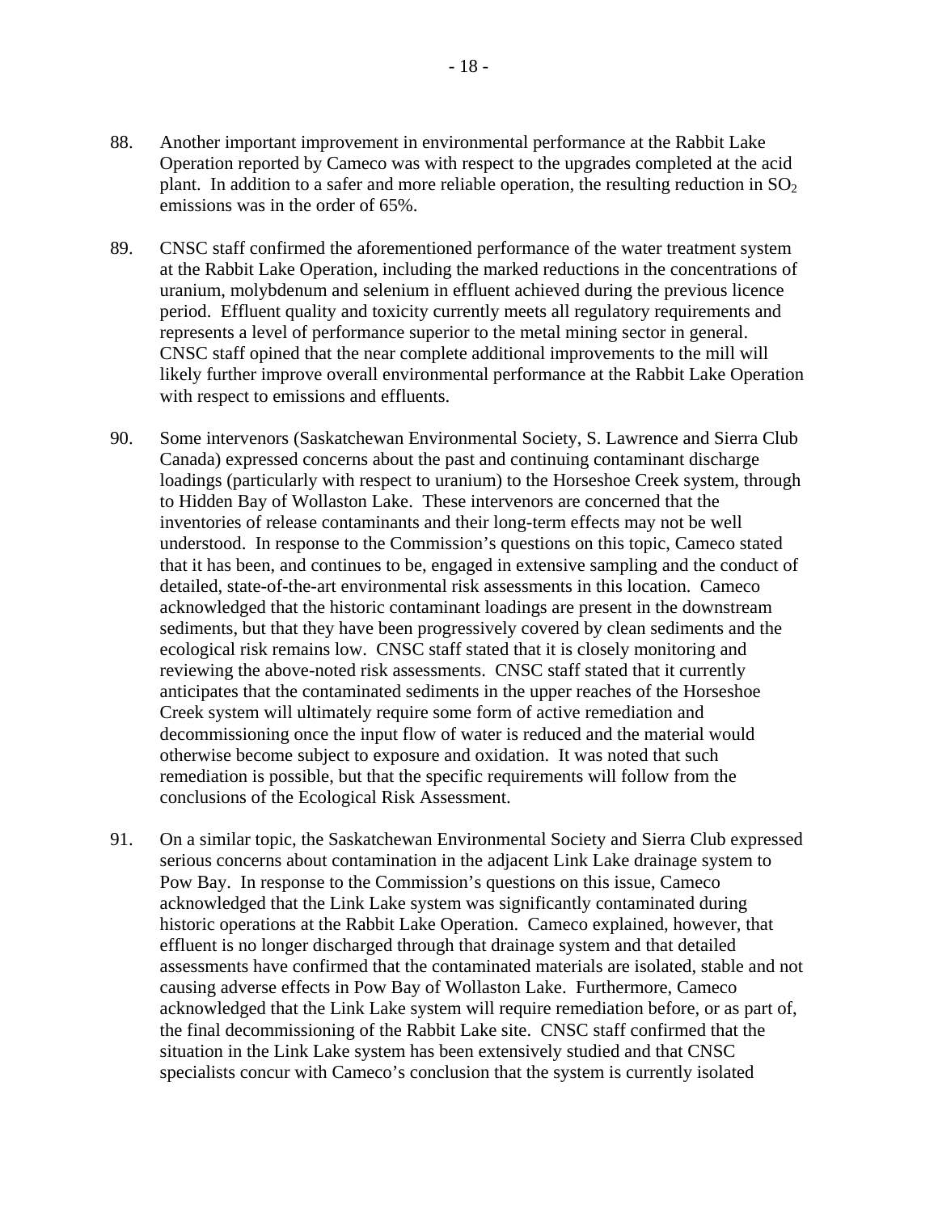88. Another important improvement in environmental performance at the Rabbit Lake Operation reported by Cameco was with respect to the upgrades completed at the acid plant. In addition to a safer and more reliable operation, the resulting reduction in $SO_2$ emissions was in the order of 65%.

89. CNSC staff confirmed the aforementioned performance of the water treatment system at the Rabbit Lake Operation, including the marked reductions in the concentrations of uranium, molybdenum and selenium in effluent achieved during the previous licence period. Effluent quality and toxicity currently meets all regulatory requirements and represents a level of performance superior to the metal mining sector in general. CNSC staff opined that the near complete additional improvements to the mill will likely further improve overall environmental performance at the Rabbit Lake Operation with respect to emissions and effluents.

90. Some intervenors (Saskatchewan Environmental Society, S. Lawrence and Sierra Club Canada) expressed concerns about the past and continuing contaminant discharge loadings (particularly with respect to uranium) to the Horseshoe Creek system, through to Hidden Bay of Wollaston Lake. These intervenors are concerned that the inventories of release contaminants and their long-term effects may not be well understood. In response to the Commission's questions on this topic, Cameco stated that it has been, and continues to be, engaged in extensive sampling and the conduct of detailed, state-of-the-art environmental risk assessments in this location. Cameco acknowledged that the historic contaminant loadings are present in the downstream sediments, but that they have been progressively covered by clean sediments and the ecological risk remains low. CNSC staff stated that it is closely monitoring and reviewing the above-noted risk assessments. CNSC staff stated that it currently anticipates that the contaminated sediments in the upper reaches of the Horseshoe Creek system will ultimately require some form of active remediation and decommissioning once the input flow of water is reduced and the material would otherwise become subject to exposure and oxidation. It was noted that such remediation is possible, but that the specific requirements will follow from the conclusions of the Ecological Risk Assessment.

91. On a similar topic, the Saskatchewan Environmental Society and Sierra Club expressed serious concerns about contamination in the adjacent Link Lake drainage system to Pow Bay. In response to the Commission's questions on this issue, Cameco acknowledged that the Link Lake system was significantly contaminated during historic operations at the Rabbit Lake Operation. Cameco explained, however, that effluent is no longer discharged through that drainage system and that detailed assessments have confirmed that the contaminated materials are isolated, stable and not causing adverse effects in Pow Bay of Wollaston Lake. Furthermore, Cameco acknowledged that the Link Lake system will require remediation before, or as part of, the final decommissioning of the Rabbit Lake site. CNSC staff confirmed that the situation in the Link Lake system has been extensively studied and that CNSC specialists concur with Cameco's conclusion that the system is currently isolated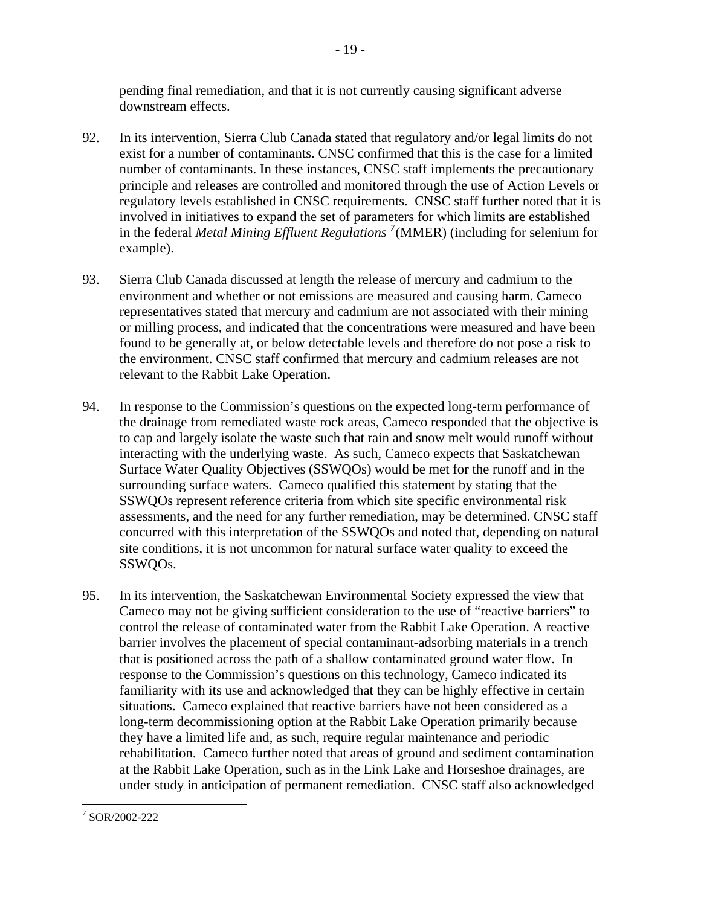pending final remediation, and that it is not currently causing significant adverse downstream effects.

92. In its intervention, Sierra Club Canada stated that regulatory and/or legal limits do not exist for a number of contaminants. CNSC confirmed that this is the case for a limited number of contaminants. In these instances, CNSC staff implements the precautionary principle and releases are controlled and monitored through the use of Action Levels or regulatory levels established in CNSC requirements. CNSC staff further noted that it is involved in initiatives to expand the set of parameters for which limits are established in the federal *Metal Mining Effluent Regulations* [7] (MMER) (including for selenium for example).

93. Sierra Club Canada discussed at length the release of mercury and cadmium to the environment and whether or not emissions are measured and causing harm. Cameco representatives stated that mercury and cadmium are not associated with their mining or milling process, and indicated that the concentrations were measured and have been found to be generally at, or below detectable levels and therefore do not pose a risk to the environment. CNSC staff confirmed that mercury and cadmium releases are not relevant to the Rabbit Lake Operation.

94. In response to the Commission's questions on the expected long-term performance of the drainage from remediated waste rock areas, Cameco responded that the objective is to cap and largely isolate the waste such that rain and snow melt would runoff without interacting with the underlying waste. As such, Cameco expects that Saskatchewan Surface Water Quality Objectives (SSWQOs) would be met for the runoff and in the surrounding surface waters. Cameco qualified this statement by stating that the SSWQOs represent reference criteria from which site specific environmental risk assessments, and the need for any further remediation, may be determined. CNSC staff concurred with this interpretation of the SSWQOs and noted that, depending on natural site conditions, it is not uncommon for natural surface water quality to exceed the SSWQOs.

95. In its intervention, the Saskatchewan Environmental Society expressed the view that Cameco may not be giving sufficient consideration to the use of "reactive barriers" to control the release of contaminated water from the Rabbit Lake Operation. A reactive barrier involves the placement of special contaminant-adsorbing materials in a trench that is positioned across the path of a shallow contaminated ground water flow. In response to the Commission's questions on this technology, Cameco indicated its familiarity with its use and acknowledged that they can be highly effective in certain situations. Cameco explained that reactive barriers have not been considered as a long-term decommissioning option at the Rabbit Lake Operation primarily because they have a limited life and, as such, require regular maintenance and periodic rehabilitation. Cameco further noted that areas of ground and sediment contamination at the Rabbit Lake Operation, such as in the Link Lake and Horseshoe drainages, are under study in anticipation of permanent remediation. CNSC staff also acknowledged

[7] SOR/2002-222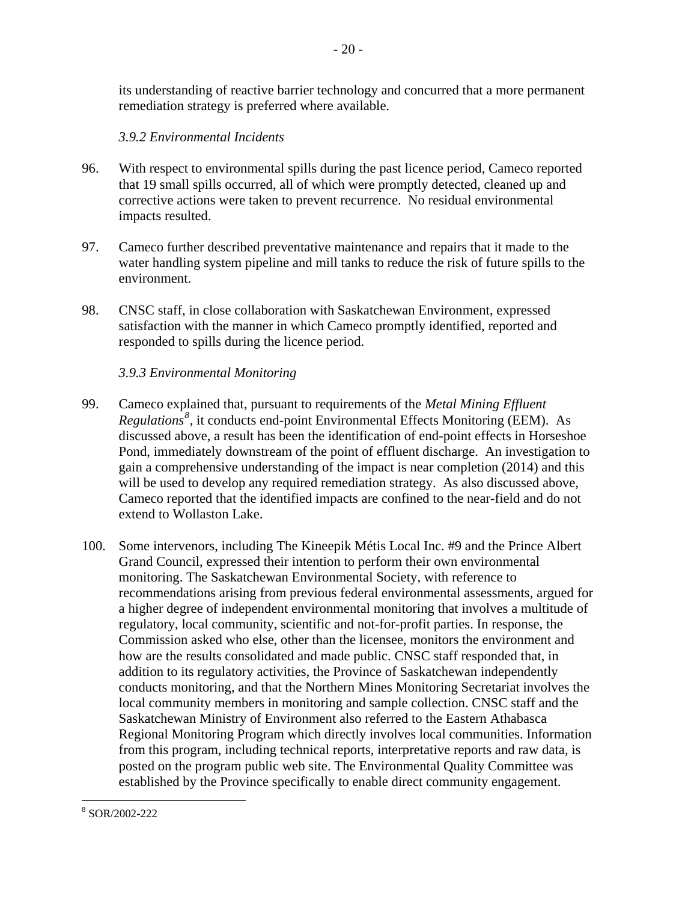its understanding of reactive barrier technology and concurred that a more permanent remediation strategy is preferred where available.

*3.9.2 Environmental Incidents*

96. With respect to environmental spills during the past licence period, Cameco reported that 19 small spills occurred, all of which were promptly detected, cleaned up and corrective actions were taken to prevent recurrence. No residual environmental impacts resulted.

97. Cameco further described preventative maintenance and repairs that it made to the water handling system pipeline and mill tanks to reduce the risk of future spills to the environment.

98. CNSC staff, in close collaboration with Saskatchewan Environment, expressed satisfaction with the manner in which Cameco promptly identified, reported and responded to spills during the licence period.

*3.9.3 Environmental Monitoring*

99. Cameco explained that, pursuant to requirements of the *Metal Mining Effluent Regulations*[8], it conducts end-point Environmental Effects Monitoring (EEM). As discussed above, a result has been the identification of end-point effects in Horseshoe Pond, immediately downstream of the point of effluent discharge. An investigation to gain a comprehensive understanding of the impact is near completion (2014) and this will be used to develop any required remediation strategy. As also discussed above, Cameco reported that the identified impacts are confined to the near-field and do not extend to Wollaston Lake.

100. Some intervenors, including The Kineepik Métis Local Inc. #9 and the Prince Albert Grand Council, expressed their intention to perform their own environmental monitoring. The Saskatchewan Environmental Society, with reference to recommendations arising from previous federal environmental assessments, argued for a higher degree of independent environmental monitoring that involves a multitude of regulatory, local community, scientific and not-for-profit parties. In response, the Commission asked who else, other than the licensee, monitors the environment and how are the results consolidated and made public. CNSC staff responded that, in addition to its regulatory activities, the Province of Saskatchewan independently conducts monitoring, and that the Northern Mines Monitoring Secretariat involves the local community members in monitoring and sample collection. CNSC staff and the Saskatchewan Ministry of Environment also referred to the Eastern Athabasca Regional Monitoring Program which directly involves local communities. Information from this program, including technical reports, interpretative reports and raw data, is posted on the program public web site. The Environmental Quality Committee was established by the Province specifically to enable direct community engagement.

---

[8] SOR/2002-222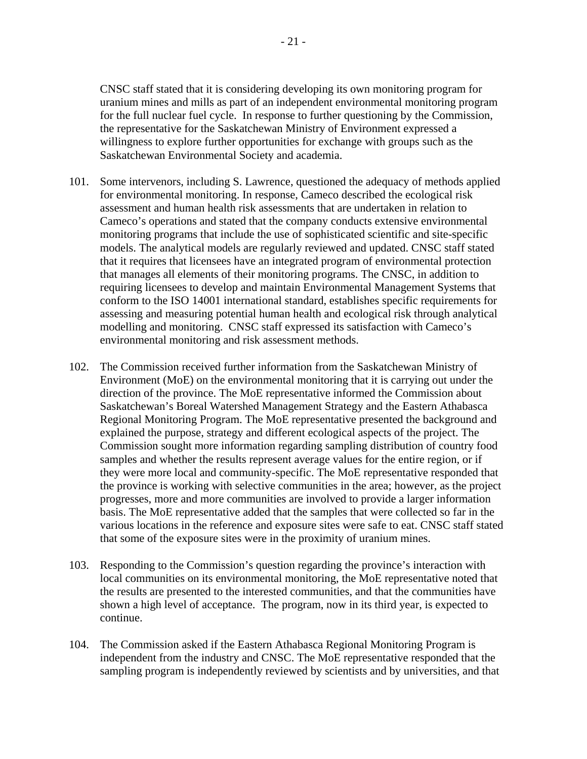CNSC staff stated that it is considering developing its own monitoring program for uranium mines and mills as part of an independent environmental monitoring program for the full nuclear fuel cycle. In response to further questioning by the Commission, the representative for the Saskatchewan Ministry of Environment expressed a willingness to explore further opportunities for exchange with groups such as the Saskatchewan Environmental Society and academia.

101. Some intervenors, including S. Lawrence, questioned the adequacy of methods applied for environmental monitoring. In response, Cameco described the ecological risk assessment and human health risk assessments that are undertaken in relation to Cameco's operations and stated that the company conducts extensive environmental monitoring programs that include the use of sophisticated scientific and site-specific models. The analytical models are regularly reviewed and updated. CNSC staff stated that it requires that licensees have an integrated program of environmental protection that manages all elements of their monitoring programs. The CNSC, in addition to requiring licensees to develop and maintain Environmental Management Systems that conform to the ISO 14001 international standard, establishes specific requirements for assessing and measuring potential human health and ecological risk through analytical modelling and monitoring. CNSC staff expressed its satisfaction with Cameco's environmental monitoring and risk assessment methods.

102. The Commission received further information from the Saskatchewan Ministry of Environment (MoE) on the environmental monitoring that it is carrying out under the direction of the province. The MoE representative informed the Commission about Saskatchewan's Boreal Watershed Management Strategy and the Eastern Athabasca Regional Monitoring Program. The MoE representative presented the background and explained the purpose, strategy and different ecological aspects of the project. The Commission sought more information regarding sampling distribution of country food samples and whether the results represent average values for the entire region, or if they were more local and community-specific. The MoE representative responded that the province is working with selective communities in the area; however, as the project progresses, more and more communities are involved to provide a larger information basis. The MoE representative added that the samples that were collected so far in the various locations in the reference and exposure sites were safe to eat. CNSC staff stated that some of the exposure sites were in the proximity of uranium mines.

103. Responding to the Commission's question regarding the province's interaction with local communities on its environmental monitoring, the MoE representative noted that the results are presented to the interested communities, and that the communities have shown a high level of acceptance. The program, now in its third year, is expected to continue.

104. The Commission asked if the Eastern Athabasca Regional Monitoring Program is independent from the industry and CNSC. The MoE representative responded that the sampling program is independently reviewed by scientists and by universities, and that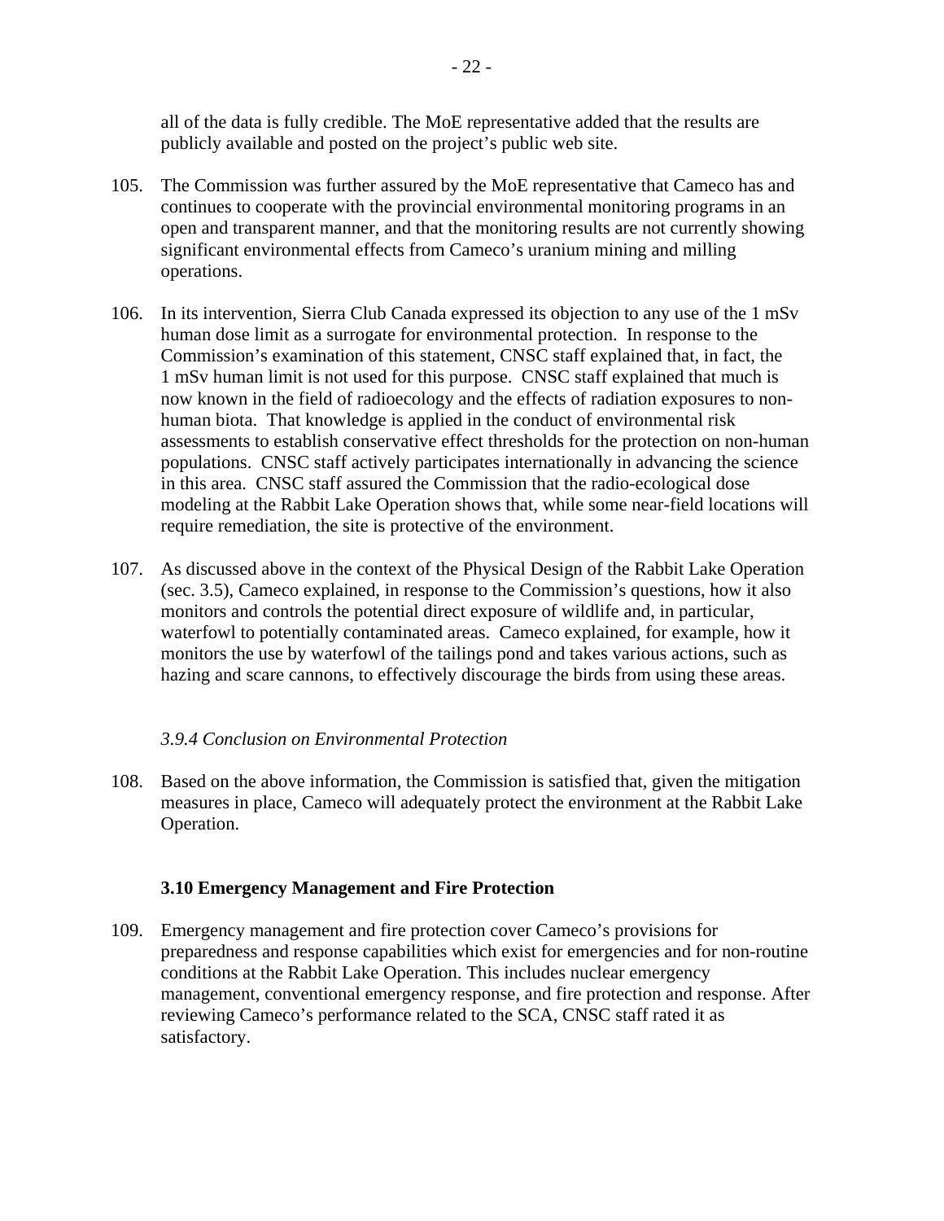all of the data is fully credible. The MoE representative added that the results are publicly available and posted on the project's public web site.

105. The Commission was further assured by the MoE representative that Cameco has and continues to cooperate with the provincial environmental monitoring programs in an open and transparent manner, and that the monitoring results are not currently showing significant environmental effects from Cameco's uranium mining and milling operations.

106. In its intervention, Sierra Club Canada expressed its objection to any use of the 1 mSv human dose limit as a surrogate for environmental protection. In response to the Commission's examination of this statement, CNSC staff explained that, in fact, the 1 mSv human limit is not used for this purpose. CNSC staff explained that much is now known in the field of radioecology and the effects of radiation exposures to non-human biota. That knowledge is applied in the conduct of environmental risk assessments to establish conservative effect thresholds for the protection on non-human populations. CNSC staff actively participates internationally in advancing the science in this area. CNSC staff assured the Commission that the radio-ecological dose modeling at the Rabbit Lake Operation shows that, while some near-field locations will require remediation, the site is protective of the environment.

107. As discussed above in the context of the Physical Design of the Rabbit Lake Operation (sec. 3.5), Cameco explained, in response to the Commission's questions, how it also monitors and controls the potential direct exposure of wildlife and, in particular, waterfowl to potentially contaminated areas. Cameco explained, for example, how it monitors the use by waterfowl of the tailings pond and takes various actions, such as hazing and scare cannons, to effectively discourage the birds from using these areas.

#### *3.9.4 Conclusion on Environmental Protection*

108. Based on the above information, the Commission is satisfied that, given the mitigation measures in place, Cameco will adequately protect the environment at the Rabbit Lake Operation.

### **3.10 Emergency Management and Fire Protection**

109. Emergency management and fire protection cover Cameco's provisions for preparedness and response capabilities which exist for emergencies and for non-routine conditions at the Rabbit Lake Operation. This includes nuclear emergency management, conventional emergency response, and fire protection and response. After reviewing Cameco's performance related to the SCA, CNSC staff rated it as satisfactory.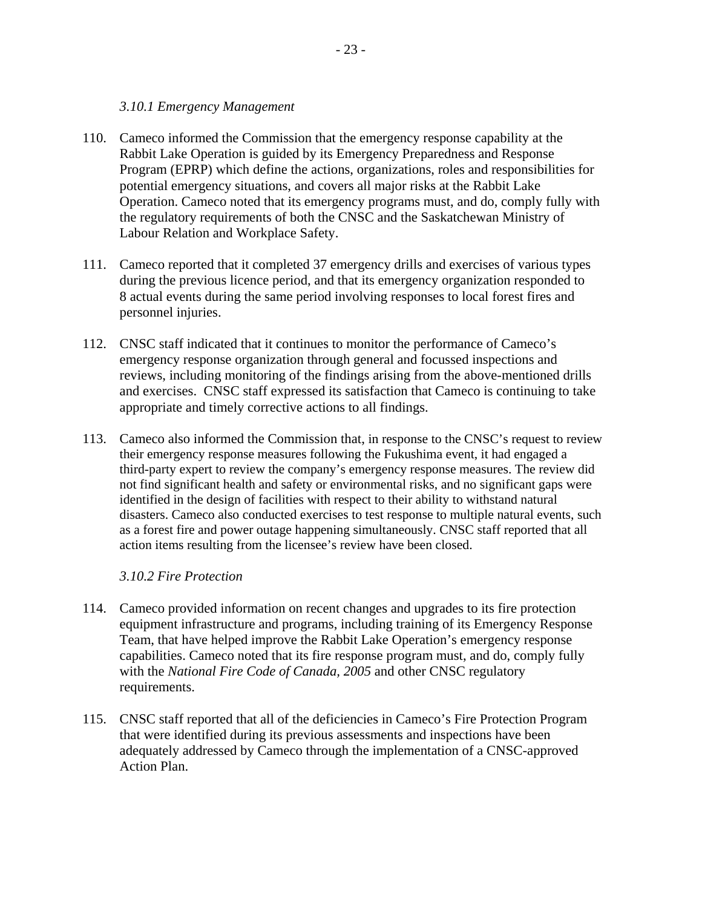*3.10.1 Emergency Management*

110. Cameco informed the Commission that the emergency response capability at the Rabbit Lake Operation is guided by its Emergency Preparedness and Response Program (EPRP) which define the actions, organizations, roles and responsibilities for potential emergency situations, and covers all major risks at the Rabbit Lake Operation. Cameco noted that its emergency programs must, and do, comply fully with the regulatory requirements of both the CNSC and the Saskatchewan Ministry of Labour Relation and Workplace Safety.

111. Cameco reported that it completed 37 emergency drills and exercises of various types during the previous licence period, and that its emergency organization responded to 8 actual events during the same period involving responses to local forest fires and personnel injuries.

112. CNSC staff indicated that it continues to monitor the performance of Cameco's emergency response organization through general and focussed inspections and reviews, including monitoring of the findings arising from the above-mentioned drills and exercises. CNSC staff expressed its satisfaction that Cameco is continuing to take appropriate and timely corrective actions to all findings.

113. Cameco also informed the Commission that, in response to the CNSC's request to review their emergency response measures following the Fukushima event, it had engaged a third-party expert to review the company's emergency response measures. The review did not find significant health and safety or environmental risks, and no significant gaps were identified in the design of facilities with respect to their ability to withstand natural disasters. Cameco also conducted exercises to test response to multiple natural events, such as a forest fire and power outage happening simultaneously. CNSC staff reported that all action items resulting from the licensee's review have been closed.

*3.10.2 Fire Protection*

114. Cameco provided information on recent changes and upgrades to its fire protection equipment infrastructure and programs, including training of its Emergency Response Team, that have helped improve the Rabbit Lake Operation's emergency response capabilities. Cameco noted that its fire response program must, and do, comply fully with the *National Fire Code of Canada, 2005* and other CNSC regulatory requirements.

115. CNSC staff reported that all of the deficiencies in Cameco's Fire Protection Program that were identified during its previous assessments and inspections have been adequately addressed by Cameco through the implementation of a CNSC-approved Action Plan.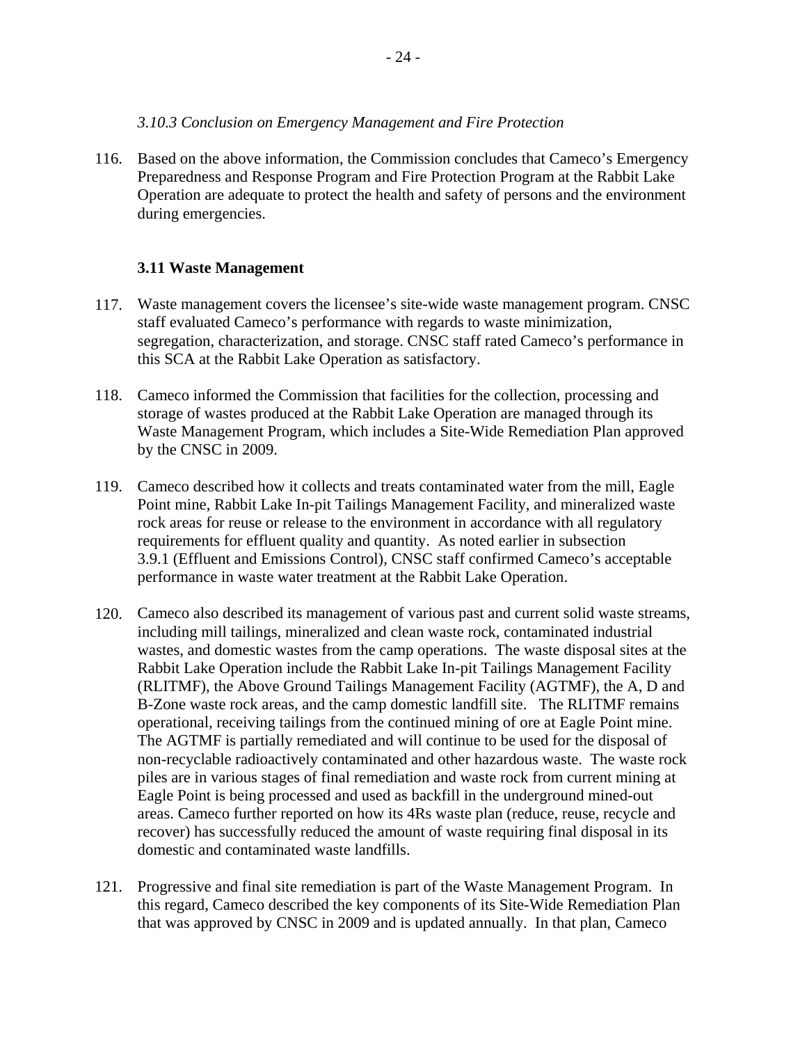*3.10.3 Conclusion on Emergency Management and Fire Protection*

116. Based on the above information, the Commission concludes that Cameco's Emergency Preparedness and Response Program and Fire Protection Program at the Rabbit Lake Operation are adequate to protect the health and safety of persons and the environment during emergencies.

### 3.11 Waste Management

117. Waste management covers the licensee's site-wide waste management program. CNSC staff evaluated Cameco's performance with regards to waste minimization, segregation, characterization, and storage. CNSC staff rated Cameco's performance in this SCA at the Rabbit Lake Operation as satisfactory.

118. Cameco informed the Commission that facilities for the collection, processing and storage of wastes produced at the Rabbit Lake Operation are managed through its Waste Management Program, which includes a Site-Wide Remediation Plan approved by the CNSC in 2009.

119. Cameco described how it collects and treats contaminated water from the mill, Eagle Point mine, Rabbit Lake In-pit Tailings Management Facility, and mineralized waste rock areas for reuse or release to the environment in accordance with all regulatory requirements for effluent quality and quantity. As noted earlier in subsection 3.9.1 (Effluent and Emissions Control), CNSC staff confirmed Cameco's acceptable performance in waste water treatment at the Rabbit Lake Operation.

120. Cameco also described its management of various past and current solid waste streams, including mill tailings, mineralized and clean waste rock, contaminated industrial wastes, and domestic wastes from the camp operations. The waste disposal sites at the Rabbit Lake Operation include the Rabbit Lake In-pit Tailings Management Facility (RLITMF), the Above Ground Tailings Management Facility (AGTMF), the A, D and B-Zone waste rock areas, and the camp domestic landfill site. The RLITMF remains operational, receiving tailings from the continued mining of ore at Eagle Point mine. The AGTMF is partially remediated and will continue to be used for the disposal of non-recyclable radioactively contaminated and other hazardous waste. The waste rock piles are in various stages of final remediation and waste rock from current mining at Eagle Point is being processed and used as backfill in the underground mined-out areas. Cameco further reported on how its 4Rs waste plan (reduce, reuse, recycle and recover) has successfully reduced the amount of waste requiring final disposal in its domestic and contaminated waste landfills.

121. Progressive and final site remediation is part of the Waste Management Program. In this regard, Cameco described the key components of its Site-Wide Remediation Plan that was approved by CNSC in 2009 and is updated annually. In that plan, Cameco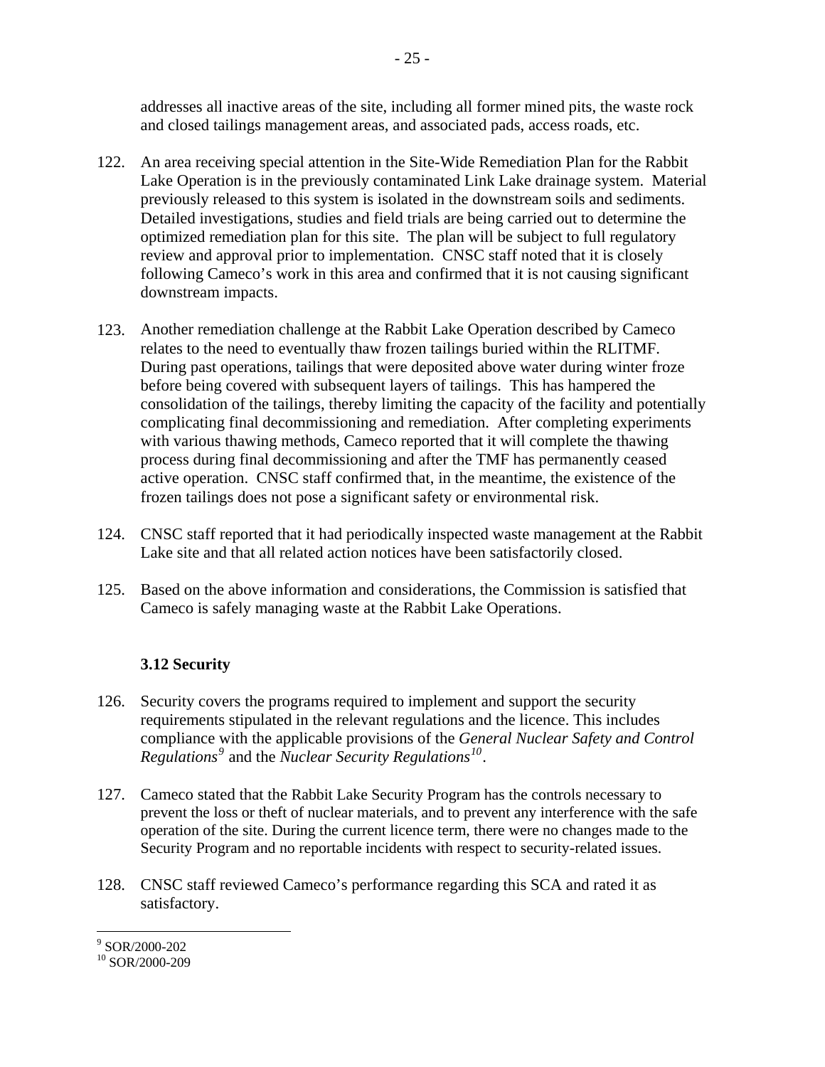addresses all inactive areas of the site, including all former mined pits, the waste rock and closed tailings management areas, and associated pads, access roads, etc.

122. An area receiving special attention in the Site-Wide Remediation Plan for the Rabbit Lake Operation is in the previously contaminated Link Lake drainage system. Material previously released to this system is isolated in the downstream soils and sediments. Detailed investigations, studies and field trials are being carried out to determine the optimized remediation plan for this site. The plan will be subject to full regulatory review and approval prior to implementation. CNSC staff noted that it is closely following Cameco's work in this area and confirmed that it is not causing significant downstream impacts.

123. Another remediation challenge at the Rabbit Lake Operation described by Cameco relates to the need to eventually thaw frozen tailings buried within the RLITMF. During past operations, tailings that were deposited above water during winter froze before being covered with subsequent layers of tailings. This has hampered the consolidation of the tailings, thereby limiting the capacity of the facility and potentially complicating final decommissioning and remediation. After completing experiments with various thawing methods, Cameco reported that it will complete the thawing process during final decommissioning and after the TMF has permanently ceased active operation. CNSC staff confirmed that, in the meantime, the existence of the frozen tailings does not pose a significant safety or environmental risk.

124. CNSC staff reported that it had periodically inspected waste management at the Rabbit Lake site and that all related action notices have been satisfactorily closed.

125. Based on the above information and considerations, the Commission is satisfied that Cameco is safely managing waste at the Rabbit Lake Operations.

### 3.12 Security

126. Security covers the programs required to implement and support the security requirements stipulated in the relevant regulations and the licence. This includes compliance with the applicable provisions of the *General Nuclear Safety and Control Regulations*[9] and the *Nuclear Security Regulations*[10].

127. Cameco stated that the Rabbit Lake Security Program has the controls necessary to prevent the loss or theft of nuclear materials, and to prevent any interference with the safe operation of the site. During the current licence term, there were no changes made to the Security Program and no reportable incidents with respect to security-related issues.

128. CNSC staff reviewed Cameco's performance regarding this SCA and rated it as satisfactory.

---

[9] SOR/2000-202

[10] SOR/2000-209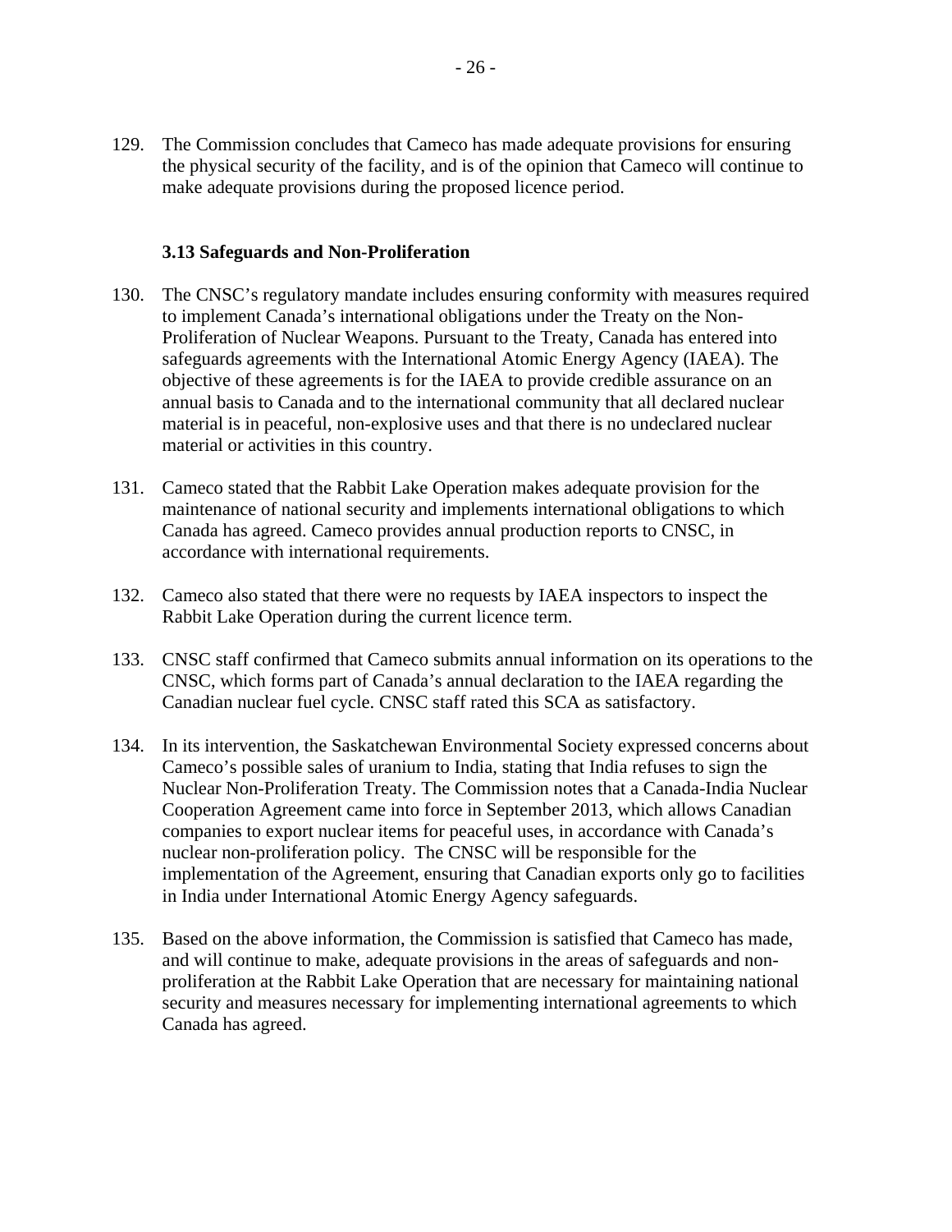129. The Commission concludes that Cameco has made adequate provisions for ensuring the physical security of the facility, and is of the opinion that Cameco will continue to make adequate provisions during the proposed licence period.

### 3.13 Safeguards and Non-Proliferation

130. The CNSC's regulatory mandate includes ensuring conformity with measures required to implement Canada's international obligations under the Treaty on the Non-Proliferation of Nuclear Weapons. Pursuant to the Treaty, Canada has entered into safeguards agreements with the International Atomic Energy Agency (IAEA). The objective of these agreements is for the IAEA to provide credible assurance on an annual basis to Canada and to the international community that all declared nuclear material is in peaceful, non-explosive uses and that there is no undeclared nuclear material or activities in this country.

131. Cameco stated that the Rabbit Lake Operation makes adequate provision for the maintenance of national security and implements international obligations to which Canada has agreed. Cameco provides annual production reports to CNSC, in accordance with international requirements.

132. Cameco also stated that there were no requests by IAEA inspectors to inspect the Rabbit Lake Operation during the current licence term.

133. CNSC staff confirmed that Cameco submits annual information on its operations to the CNSC, which forms part of Canada's annual declaration to the IAEA regarding the Canadian nuclear fuel cycle. CNSC staff rated this SCA as satisfactory.

134. In its intervention, the Saskatchewan Environmental Society expressed concerns about Cameco's possible sales of uranium to India, stating that India refuses to sign the Nuclear Non-Proliferation Treaty. The Commission notes that a Canada-India Nuclear Cooperation Agreement came into force in September 2013, which allows Canadian companies to export nuclear items for peaceful uses, in accordance with Canada's nuclear non-proliferation policy. The CNSC will be responsible for the implementation of the Agreement, ensuring that Canadian exports only go to facilities in India under International Atomic Energy Agency safeguards.

135. Based on the above information, the Commission is satisfied that Cameco has made, and will continue to make, adequate provisions in the areas of safeguards and non-proliferation at the Rabbit Lake Operation that are necessary for maintaining national security and measures necessary for implementing international agreements to which Canada has agreed.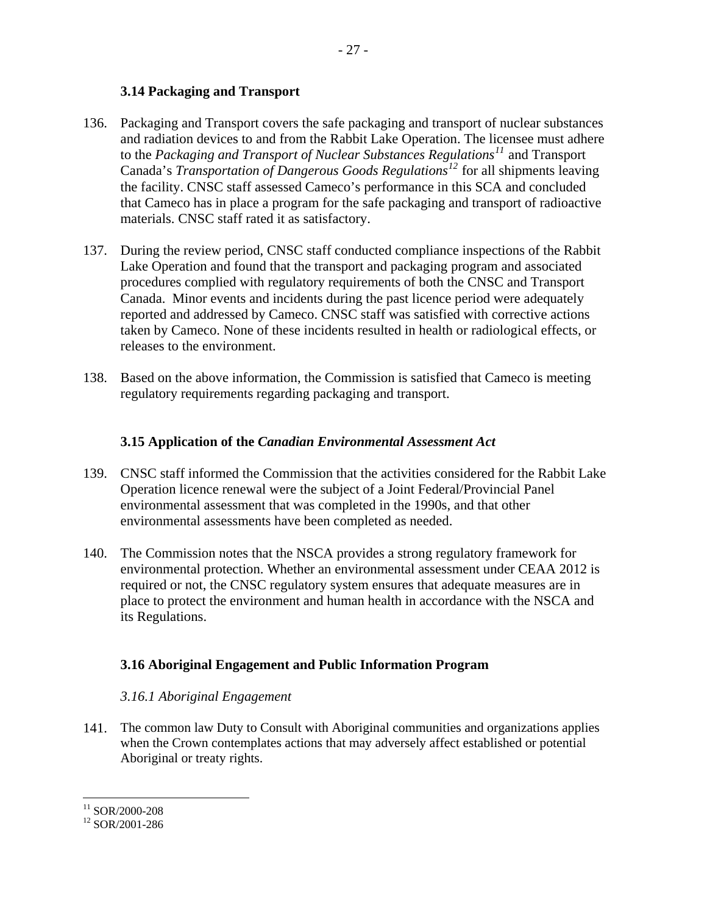### 3.14 Packaging and Transport

136. Packaging and Transport covers the safe packaging and transport of nuclear substances and radiation devices to and from the Rabbit Lake Operation. The licensee must adhere to the *Packaging and Transport of Nuclear Substances Regulations*[11] and Transport Canada's *Transportation of Dangerous Goods Regulations*[12] for all shipments leaving the facility. CNSC staff assessed Cameco's performance in this SCA and concluded that Cameco has in place a program for the safe packaging and transport of radioactive materials. CNSC staff rated it as satisfactory.

137. During the review period, CNSC staff conducted compliance inspections of the Rabbit Lake Operation and found that the transport and packaging program and associated procedures complied with regulatory requirements of both the CNSC and Transport Canada. Minor events and incidents during the past licence period were adequately reported and addressed by Cameco. CNSC staff was satisfied with corrective actions taken by Cameco. None of these incidents resulted in health or radiological effects, or releases to the environment.

138. Based on the above information, the Commission is satisfied that Cameco is meeting regulatory requirements regarding packaging and transport.

### 3.15 Application of the *Canadian Environmental Assessment Act*

139. CNSC staff informed the Commission that the activities considered for the Rabbit Lake Operation licence renewal were the subject of a Joint Federal/Provincial Panel environmental assessment that was completed in the 1990s, and that other environmental assessments have been completed as needed.

140. The Commission notes that the NSCA provides a strong regulatory framework for environmental protection. Whether an environmental assessment under CEAA 2012 is required or not, the CNSC regulatory system ensures that adequate measures are in place to protect the environment and human health in accordance with the NSCA and its Regulations.

### 3.16 Aboriginal Engagement and Public Information Program

#### *3.16.1 Aboriginal Engagement*

141. The common law Duty to Consult with Aboriginal communities and organizations applies when the Crown contemplates actions that may adversely affect established or potential Aboriginal or treaty rights.

---

[11] SOR/2000-208

[12] SOR/2001-286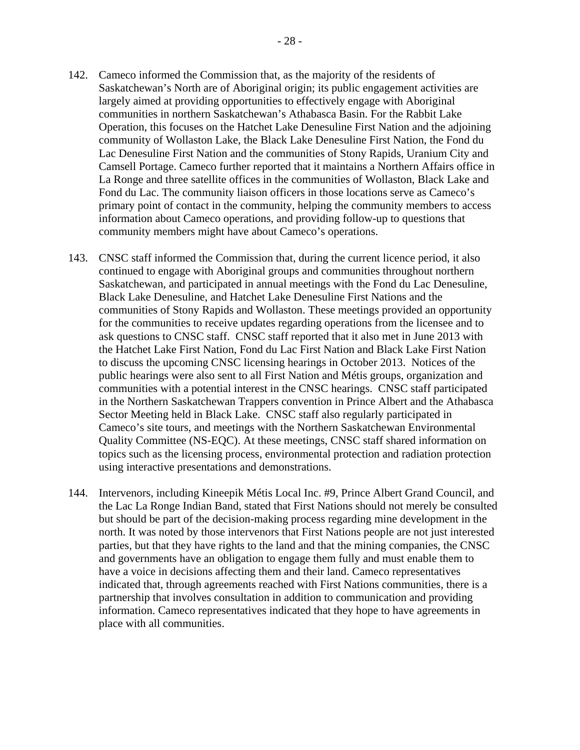142. Cameco informed the Commission that, as the majority of the residents of Saskatchewan's North are of Aboriginal origin; its public engagement activities are largely aimed at providing opportunities to effectively engage with Aboriginal communities in northern Saskatchewan's Athabasca Basin. For the Rabbit Lake Operation, this focuses on the Hatchet Lake Denesuline First Nation and the adjoining community of Wollaston Lake, the Black Lake Denesuline First Nation, the Fond du Lac Denesuline First Nation and the communities of Stony Rapids, Uranium City and Camsell Portage. Cameco further reported that it maintains a Northern Affairs office in La Ronge and three satellite offices in the communities of Wollaston, Black Lake and Fond du Lac. The community liaison officers in those locations serve as Cameco's primary point of contact in the community, helping the community members to access information about Cameco operations, and providing follow-up to questions that community members might have about Cameco's operations.

143. CNSC staff informed the Commission that, during the current licence period, it also continued to engage with Aboriginal groups and communities throughout northern Saskatchewan, and participated in annual meetings with the Fond du Lac Denesuline, Black Lake Denesuline, and Hatchet Lake Denesuline First Nations and the communities of Stony Rapids and Wollaston. These meetings provided an opportunity for the communities to receive updates regarding operations from the licensee and to ask questions to CNSC staff. CNSC staff reported that it also met in June 2013 with the Hatchet Lake First Nation, Fond du Lac First Nation and Black Lake First Nation to discuss the upcoming CNSC licensing hearings in October 2013. Notices of the public hearings were also sent to all First Nation and Métis groups, organization and communities with a potential interest in the CNSC hearings. CNSC staff participated in the Northern Saskatchewan Trappers convention in Prince Albert and the Athabasca Sector Meeting held in Black Lake. CNSC staff also regularly participated in Cameco's site tours, and meetings with the Northern Saskatchewan Environmental Quality Committee (NS-EQC). At these meetings, CNSC staff shared information on topics such as the licensing process, environmental protection and radiation protection using interactive presentations and demonstrations.

144. Intervenors, including Kineepik Métis Local Inc. #9, Prince Albert Grand Council, and the Lac La Ronge Indian Band, stated that First Nations should not merely be consulted but should be part of the decision-making process regarding mine development in the north. It was noted by those intervenors that First Nations people are not just interested parties, but that they have rights to the land and that the mining companies, the CNSC and governments have an obligation to engage them fully and must enable them to have a voice in decisions affecting them and their land. Cameco representatives indicated that, through agreements reached with First Nations communities, there is a partnership that involves consultation in addition to communication and providing information. Cameco representatives indicated that they hope to have agreements in place with all communities.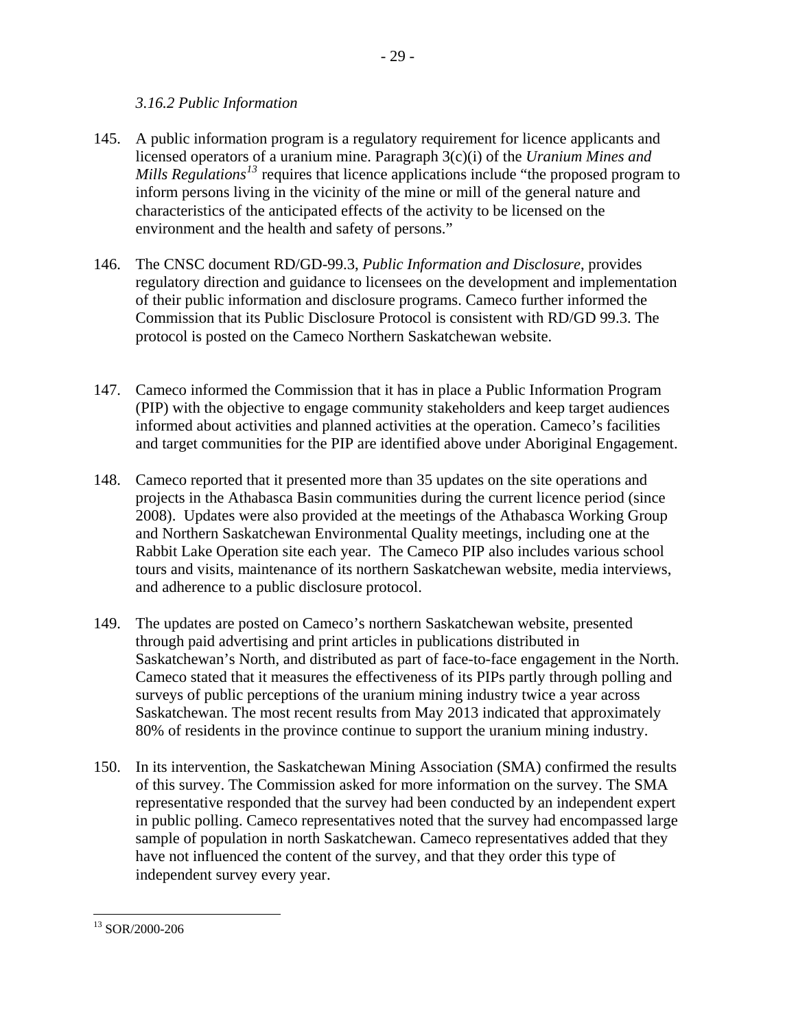*3.16.2 Public Information*

145. A public information program is a regulatory requirement for licence applicants and licensed operators of a uranium mine. Paragraph 3(c)(i) of the *Uranium Mines and Mills Regulations*[13] requires that licence applications include "the proposed program to inform persons living in the vicinity of the mine or mill of the general nature and characteristics of the anticipated effects of the activity to be licensed on the environment and the health and safety of persons."

146. The CNSC document RD/GD-99.3, *Public Information and Disclosure*, provides regulatory direction and guidance to licensees on the development and implementation of their public information and disclosure programs. Cameco further informed the Commission that its Public Disclosure Protocol is consistent with RD/GD 99.3. The protocol is posted on the Cameco Northern Saskatchewan website.

147. Cameco informed the Commission that it has in place a Public Information Program (PIP) with the objective to engage community stakeholders and keep target audiences informed about activities and planned activities at the operation. Cameco's facilities and target communities for the PIP are identified above under Aboriginal Engagement.

148. Cameco reported that it presented more than 35 updates on the site operations and projects in the Athabasca Basin communities during the current licence period (since 2008). Updates were also provided at the meetings of the Athabasca Working Group and Northern Saskatchewan Environmental Quality meetings, including one at the Rabbit Lake Operation site each year. The Cameco PIP also includes various school tours and visits, maintenance of its northern Saskatchewan website, media interviews, and adherence to a public disclosure protocol.

149. The updates are posted on Cameco's northern Saskatchewan website, presented through paid advertising and print articles in publications distributed in Saskatchewan's North, and distributed as part of face-to-face engagement in the North. Cameco stated that it measures the effectiveness of its PIPs partly through polling and surveys of public perceptions of the uranium mining industry twice a year across Saskatchewan. The most recent results from May 2013 indicated that approximately 80% of residents in the province continue to support the uranium mining industry.

150. In its intervention, the Saskatchewan Mining Association (SMA) confirmed the results of this survey. The Commission asked for more information on the survey. The SMA representative responded that the survey had been conducted by an independent expert in public polling. Cameco representatives noted that the survey had encompassed large sample of population in north Saskatchewan. Cameco representatives added that they have not influenced the content of the survey, and that they order this type of independent survey every year.

[13] SOR/2000-206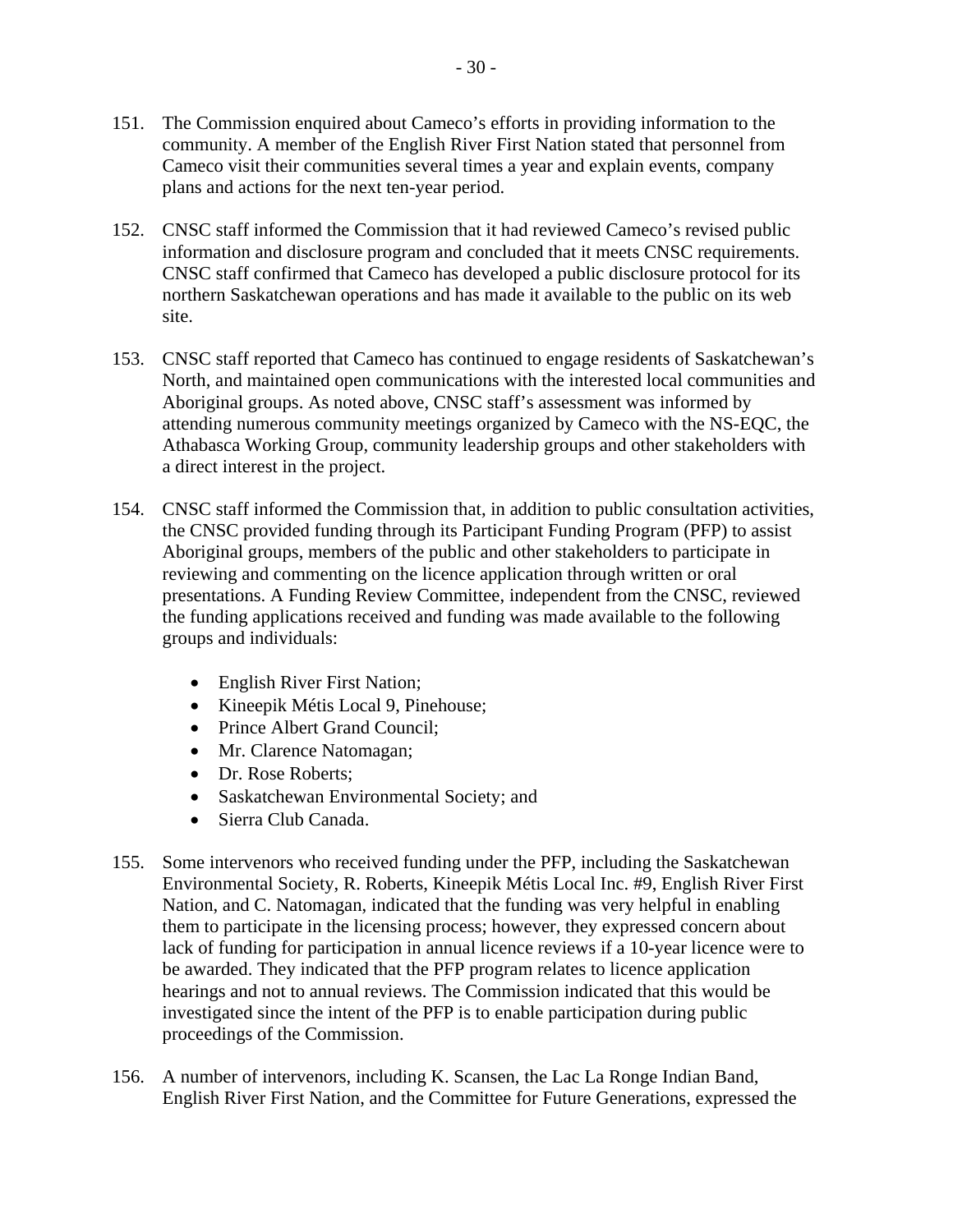151. The Commission enquired about Cameco's efforts in providing information to the community. A member of the English River First Nation stated that personnel from Cameco visit their communities several times a year and explain events, company plans and actions for the next ten-year period.

152. CNSC staff informed the Commission that it had reviewed Cameco's revised public information and disclosure program and concluded that it meets CNSC requirements. CNSC staff confirmed that Cameco has developed a public disclosure protocol for its northern Saskatchewan operations and has made it available to the public on its web site.

153. CNSC staff reported that Cameco has continued to engage residents of Saskatchewan's North, and maintained open communications with the interested local communities and Aboriginal groups. As noted above, CNSC staff's assessment was informed by attending numerous community meetings organized by Cameco with the NS-EQC, the Athabasca Working Group, community leadership groups and other stakeholders with a direct interest in the project.

154. CNSC staff informed the Commission that, in addition to public consultation activities, the CNSC provided funding through its Participant Funding Program (PFP) to assist Aboriginal groups, members of the public and other stakeholders to participate in reviewing and commenting on the licence application through written or oral presentations. A Funding Review Committee, independent from the CNSC, reviewed the funding applications received and funding was made available to the following groups and individuals:

    - English River First Nation;
    - Kineepik Métis Local 9, Pinehouse;
    - Prince Albert Grand Council;
    - Mr. Clarence Natomagan;
    - Dr. Rose Roberts;
    - Saskatchewan Environmental Society; and
    - Sierra Club Canada.

155. Some intervenors who received funding under the PFP, including the Saskatchewan Environmental Society, R. Roberts, Kineepik Métis Local Inc. #9, English River First Nation, and C. Natomagan, indicated that the funding was very helpful in enabling them to participate in the licensing process; however, they expressed concern about lack of funding for participation in annual licence reviews if a 10-year licence were to be awarded. They indicated that the PFP program relates to licence application hearings and not to annual reviews. The Commission indicated that this would be investigated since the intent of the PFP is to enable participation during public proceedings of the Commission.

156. A number of intervenors, including K. Scansen, the Lac La Ronge Indian Band, English River First Nation, and the Committee for Future Generations, expressed the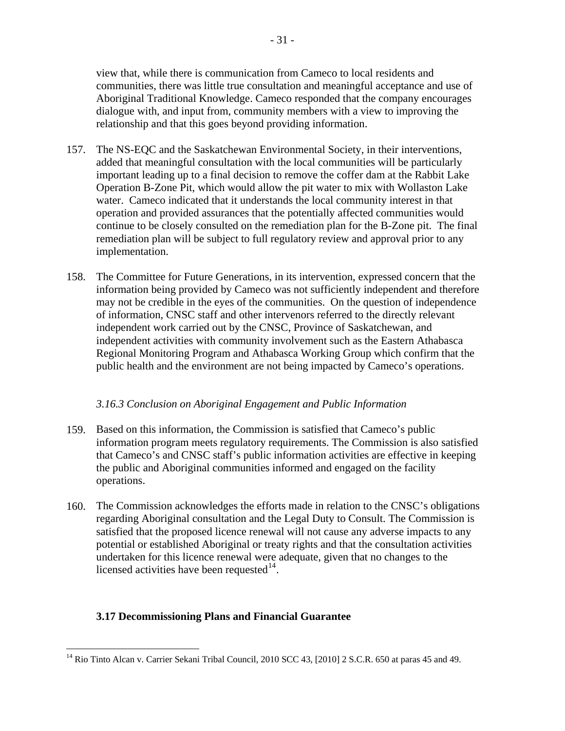view that, while there is communication from Cameco to local residents and communities, there was little true consultation and meaningful acceptance and use of Aboriginal Traditional Knowledge. Cameco responded that the company encourages dialogue with, and input from, community members with a view to improving the relationship and that this goes beyond providing information.

157. The NS-EQC and the Saskatchewan Environmental Society, in their interventions, added that meaningful consultation with the local communities will be particularly important leading up to a final decision to remove the coffer dam at the Rabbit Lake Operation B-Zone Pit, which would allow the pit water to mix with Wollaston Lake water. Cameco indicated that it understands the local community interest in that operation and provided assurances that the potentially affected communities would continue to be closely consulted on the remediation plan for the B-Zone pit. The final remediation plan will be subject to full regulatory review and approval prior to any implementation.

158. The Committee for Future Generations, in its intervention, expressed concern that the information being provided by Cameco was not sufficiently independent and therefore may not be credible in the eyes of the communities. On the question of independence of information, CNSC staff and other intervenors referred to the directly relevant independent work carried out by the CNSC, Province of Saskatchewan, and independent activities with community involvement such as the Eastern Athabasca Regional Monitoring Program and Athabasca Working Group which confirm that the public health and the environment are not being impacted by Cameco's operations.

#### *3.16.3 Conclusion on Aboriginal Engagement and Public Information*

159. Based on this information, the Commission is satisfied that Cameco's public information program meets regulatory requirements. The Commission is also satisfied that Cameco's and CNSC staff's public information activities are effective in keeping the public and Aboriginal communities informed and engaged on the facility operations.

160. The Commission acknowledges the efforts made in relation to the CNSC's obligations regarding Aboriginal consultation and the Legal Duty to Consult. The Commission is satisfied that the proposed licence renewal will not cause any adverse impacts to any potential or established Aboriginal or treaty rights and that the consultation activities undertaken for this licence renewal were adequate, given that no changes to the licensed activities have been requested[14].

### 3.17 Decommissioning Plans and Financial Guarantee

[14] Rio Tinto Alcan v. Carrier Sekani Tribal Council, 2010 SCC 43, [2010] 2 S.C.R. 650 at paras 45 and 49.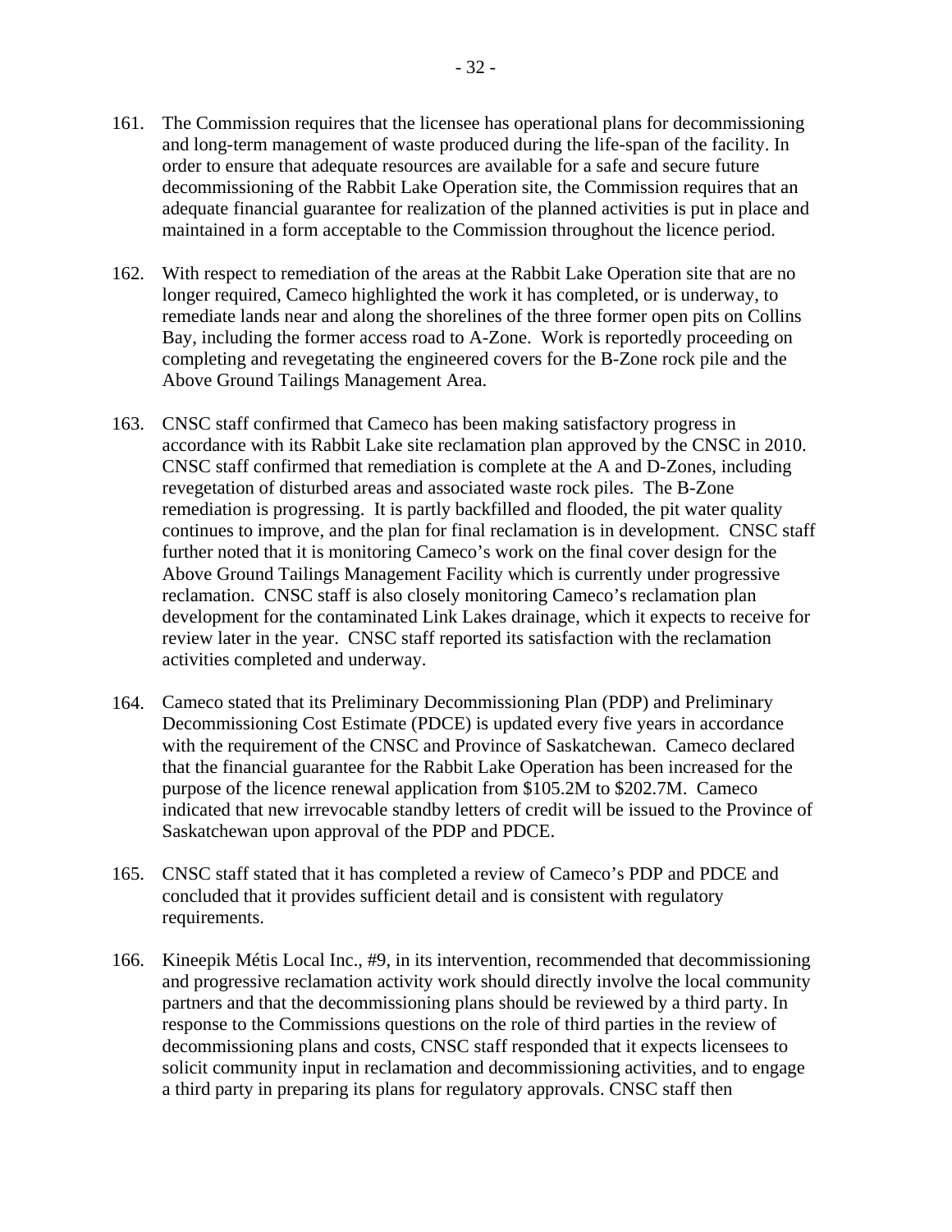161. The Commission requires that the licensee has operational plans for decommissioning and long-term management of waste produced during the life-span of the facility. In order to ensure that adequate resources are available for a safe and secure future decommissioning of the Rabbit Lake Operation site, the Commission requires that an adequate financial guarantee for realization of the planned activities is put in place and maintained in a form acceptable to the Commission throughout the licence period.

162. With respect to remediation of the areas at the Rabbit Lake Operation site that are no longer required, Cameco highlighted the work it has completed, or is underway, to remediate lands near and along the shorelines of the three former open pits on Collins Bay, including the former access road to A-Zone. Work is reportedly proceeding on completing and revegetating the engineered covers for the B-Zone rock pile and the Above Ground Tailings Management Area.

163. CNSC staff confirmed that Cameco has been making satisfactory progress in accordance with its Rabbit Lake site reclamation plan approved by the CNSC in 2010. CNSC staff confirmed that remediation is complete at the A and D-Zones, including revegetation of disturbed areas and associated waste rock piles. The B-Zone remediation is progressing. It is partly backfilled and flooded, the pit water quality continues to improve, and the plan for final reclamation is in development. CNSC staff further noted that it is monitoring Cameco's work on the final cover design for the Above Ground Tailings Management Facility which is currently under progressive reclamation. CNSC staff is also closely monitoring Cameco's reclamation plan development for the contaminated Link Lakes drainage, which it expects to receive for review later in the year. CNSC staff reported its satisfaction with the reclamation activities completed and underway.

164. Cameco stated that its Preliminary Decommissioning Plan (PDP) and Preliminary Decommissioning Cost Estimate (PDCE) is updated every five years in accordance with the requirement of the CNSC and Province of Saskatchewan. Cameco declared that the financial guarantee for the Rabbit Lake Operation has been increased for the purpose of the licence renewal application from $105.2M to $202.7M. Cameco indicated that new irrevocable standby letters of credit will be issued to the Province of Saskatchewan upon approval of the PDP and PDCE.

165. CNSC staff stated that it has completed a review of Cameco's PDP and PDCE and concluded that it provides sufficient detail and is consistent with regulatory requirements.

166. Kineepik Métis Local Inc., #9, in its intervention, recommended that decommissioning and progressive reclamation activity work should directly involve the local community partners and that the decommissioning plans should be reviewed by a third party. In response to the Commissions questions on the role of third parties in the review of decommissioning plans and costs, CNSC staff responded that it expects licensees to solicit community input in reclamation and decommissioning activities, and to engage a third party in preparing its plans for regulatory approvals. CNSC staff then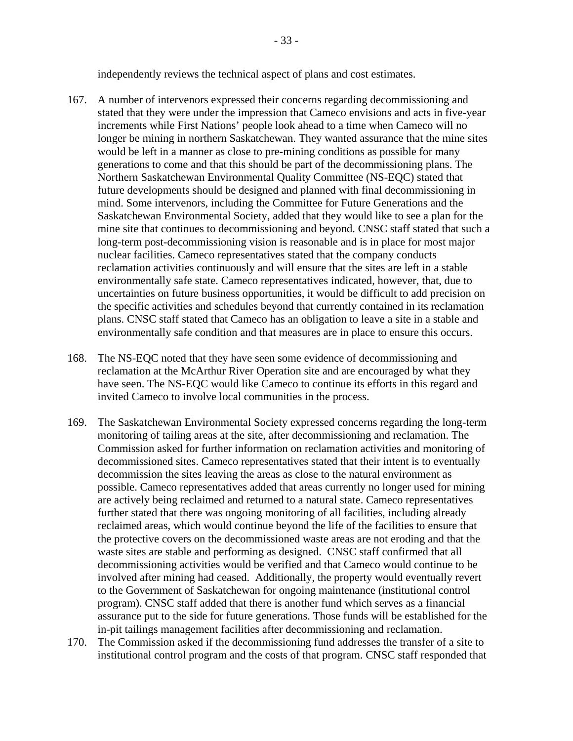independently reviews the technical aspect of plans and cost estimates.

167. A number of intervenors expressed their concerns regarding decommissioning and stated that they were under the impression that Cameco envisions and acts in five-year increments while First Nations' people look ahead to a time when Cameco will no longer be mining in northern Saskatchewan. They wanted assurance that the mine sites would be left in a manner as close to pre-mining conditions as possible for many generations to come and that this should be part of the decommissioning plans. The Northern Saskatchewan Environmental Quality Committee (NS-EQC) stated that future developments should be designed and planned with final decommissioning in mind. Some intervenors, including the Committee for Future Generations and the Saskatchewan Environmental Society, added that they would like to see a plan for the mine site that continues to decommissioning and beyond. CNSC staff stated that such a long-term post-decommissioning vision is reasonable and is in place for most major nuclear facilities. Cameco representatives stated that the company conducts reclamation activities continuously and will ensure that the sites are left in a stable environmentally safe state. Cameco representatives indicated, however, that, due to uncertainties on future business opportunities, it would be difficult to add precision on the specific activities and schedules beyond that currently contained in its reclamation plans. CNSC staff stated that Cameco has an obligation to leave a site in a stable and environmentally safe condition and that measures are in place to ensure this occurs.

168. The NS-EQC noted that they have seen some evidence of decommissioning and reclamation at the McArthur River Operation site and are encouraged by what they have seen. The NS-EQC would like Cameco to continue its efforts in this regard and invited Cameco to involve local communities in the process.

169. The Saskatchewan Environmental Society expressed concerns regarding the long-term monitoring of tailing areas at the site, after decommissioning and reclamation. The Commission asked for further information on reclamation activities and monitoring of decommissioned sites. Cameco representatives stated that their intent is to eventually decommission the sites leaving the areas as close to the natural environment as possible. Cameco representatives added that areas currently no longer used for mining are actively being reclaimed and returned to a natural state. Cameco representatives further stated that there was ongoing monitoring of all facilities, including already reclaimed areas, which would continue beyond the life of the facilities to ensure that the protective covers on the decommissioned waste areas are not eroding and that the waste sites are stable and performing as designed. CNSC staff confirmed that all decommissioning activities would be verified and that Cameco would continue to be involved after mining had ceased. Additionally, the property would eventually revert to the Government of Saskatchewan for ongoing maintenance (institutional control program). CNSC staff added that there is another fund which serves as a financial assurance put to the side for future generations. Those funds will be established for the in-pit tailings management facilities after decommissioning and reclamation.

170. The Commission asked if the decommissioning fund addresses the transfer of a site to institutional control program and the costs of that program. CNSC staff responded that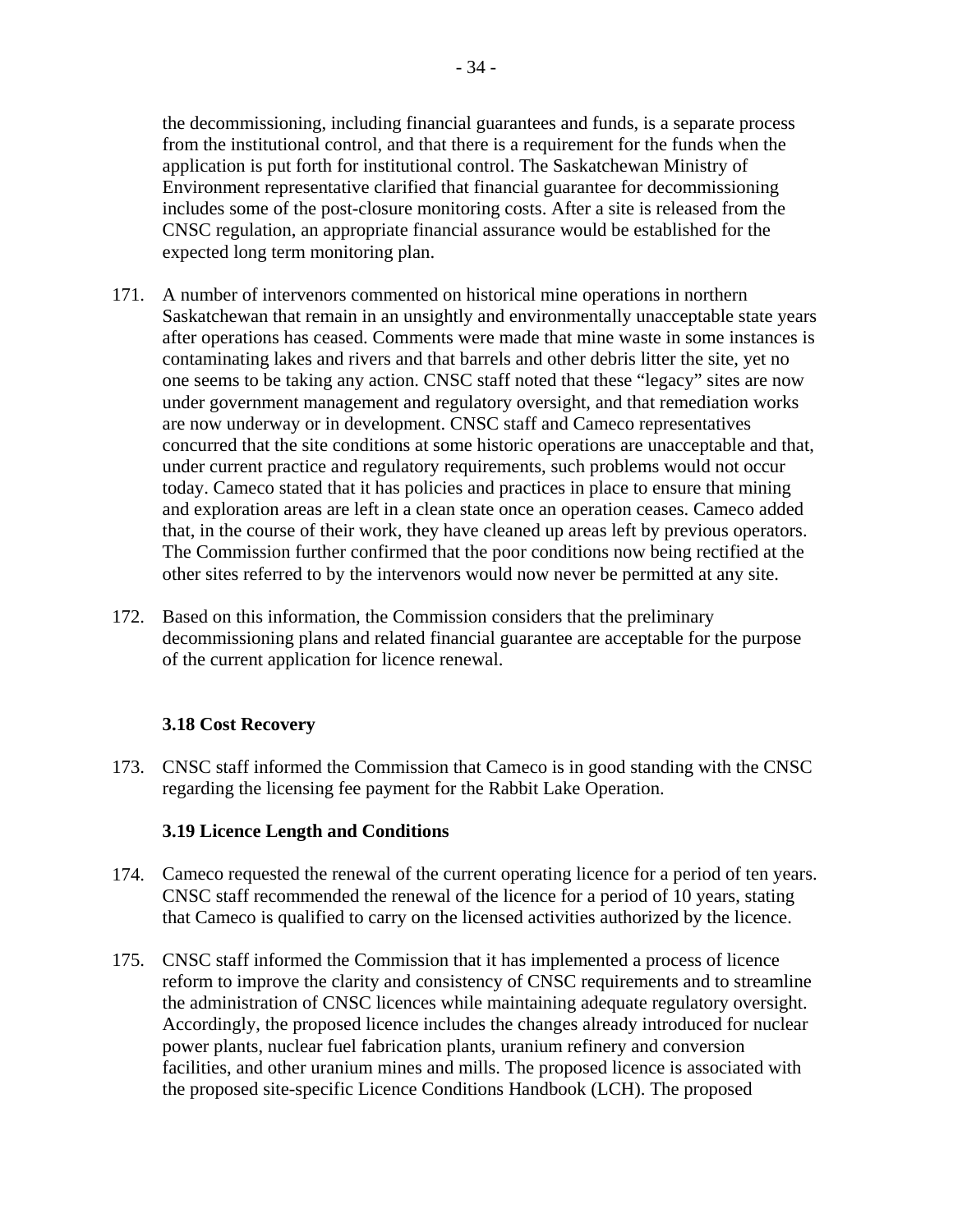the decommissioning, including financial guarantees and funds, is a separate process from the institutional control, and that there is a requirement for the funds when the application is put forth for institutional control. The Saskatchewan Ministry of Environment representative clarified that financial guarantee for decommissioning includes some of the post-closure monitoring costs. After a site is released from the CNSC regulation, an appropriate financial assurance would be established for the expected long term monitoring plan.

171. A number of intervenors commented on historical mine operations in northern Saskatchewan that remain in an unsightly and environmentally unacceptable state years after operations has ceased. Comments were made that mine waste in some instances is contaminating lakes and rivers and that barrels and other debris litter the site, yet no one seems to be taking any action. CNSC staff noted that these "legacy" sites are now under government management and regulatory oversight, and that remediation works are now underway or in development. CNSC staff and Cameco representatives concurred that the site conditions at some historic operations are unacceptable and that, under current practice and regulatory requirements, such problems would not occur today. Cameco stated that it has policies and practices in place to ensure that mining and exploration areas are left in a clean state once an operation ceases. Cameco added that, in the course of their work, they have cleaned up areas left by previous operators. The Commission further confirmed that the poor conditions now being rectified at the other sites referred to by the intervenors would now never be permitted at any site.

172. Based on this information, the Commission considers that the preliminary decommissioning plans and related financial guarantee are acceptable for the purpose of the current application for licence renewal.

### 3.18 Cost Recovery

173. CNSC staff informed the Commission that Cameco is in good standing with the CNSC regarding the licensing fee payment for the Rabbit Lake Operation.

### 3.19 Licence Length and Conditions

174. Cameco requested the renewal of the current operating licence for a period of ten years. CNSC staff recommended the renewal of the licence for a period of 10 years, stating that Cameco is qualified to carry on the licensed activities authorized by the licence.

175. CNSC staff informed the Commission that it has implemented a process of licence reform to improve the clarity and consistency of CNSC requirements and to streamline the administration of CNSC licences while maintaining adequate regulatory oversight. Accordingly, the proposed licence includes the changes already introduced for nuclear power plants, nuclear fuel fabrication plants, uranium refinery and conversion facilities, and other uranium mines and mills. The proposed licence is associated with the proposed site-specific Licence Conditions Handbook (LCH). The proposed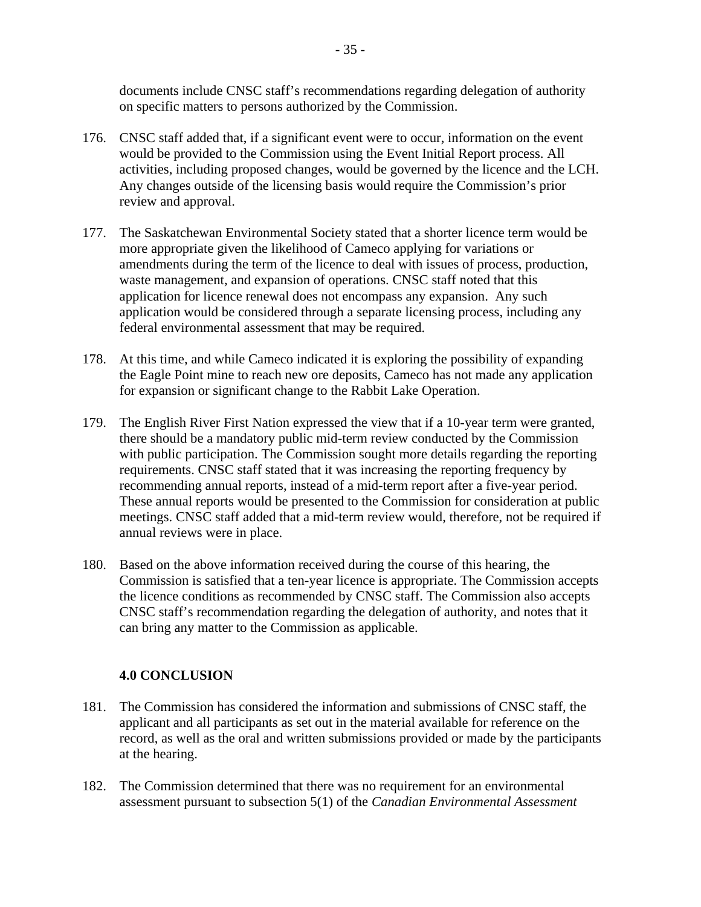documents include CNSC staff's recommendations regarding delegation of authority on specific matters to persons authorized by the Commission.

176. CNSC staff added that, if a significant event were to occur, information on the event would be provided to the Commission using the Event Initial Report process. All activities, including proposed changes, would be governed by the licence and the LCH. Any changes outside of the licensing basis would require the Commission's prior review and approval.

177. The Saskatchewan Environmental Society stated that a shorter licence term would be more appropriate given the likelihood of Cameco applying for variations or amendments during the term of the licence to deal with issues of process, production, waste management, and expansion of operations. CNSC staff noted that this application for licence renewal does not encompass any expansion. Any such application would be considered through a separate licensing process, including any federal environmental assessment that may be required.

178. At this time, and while Cameco indicated it is exploring the possibility of expanding the Eagle Point mine to reach new ore deposits, Cameco has not made any application for expansion or significant change to the Rabbit Lake Operation.

179. The English River First Nation expressed the view that if a 10-year term were granted, there should be a mandatory public mid-term review conducted by the Commission with public participation. The Commission sought more details regarding the reporting requirements. CNSC staff stated that it was increasing the reporting frequency by recommending annual reports, instead of a mid-term report after a five-year period. These annual reports would be presented to the Commission for consideration at public meetings. CNSC staff added that a mid-term review would, therefore, not be required if annual reviews were in place.

180. Based on the above information received during the course of this hearing, the Commission is satisfied that a ten-year licence is appropriate. The Commission accepts the licence conditions as recommended by CNSC staff. The Commission also accepts CNSC staff's recommendation regarding the delegation of authority, and notes that it can bring any matter to the Commission as applicable.

## 4.0 CONCLUSION

181. The Commission has considered the information and submissions of CNSC staff, the applicant and all participants as set out in the material available for reference on the record, as well as the oral and written submissions provided or made by the participants at the hearing.

182. The Commission determined that there was no requirement for an environmental assessment pursuant to subsection 5(1) of the *Canadian Environmental Assessment*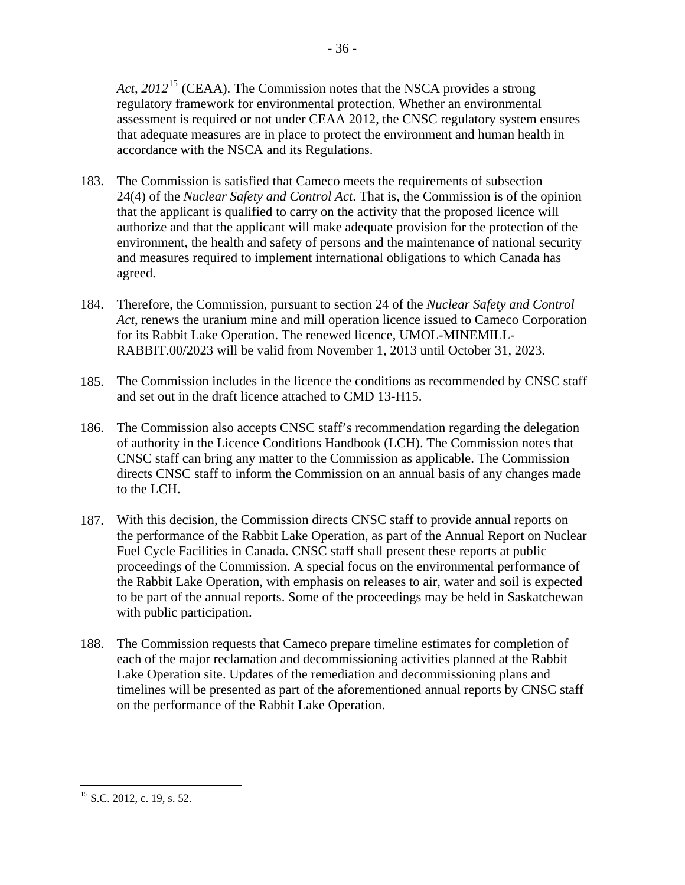*Act, 2012*[15] (CEAA). The Commission notes that the NSCA provides a strong regulatory framework for environmental protection. Whether an environmental assessment is required or not under CEAA 2012, the CNSC regulatory system ensures that adequate measures are in place to protect the environment and human health in accordance with the NSCA and its Regulations.

183. The Commission is satisfied that Cameco meets the requirements of subsection 24(4) of the *Nuclear Safety and Control Act*. That is, the Commission is of the opinion that the applicant is qualified to carry on the activity that the proposed licence will authorize and that the applicant will make adequate provision for the protection of the environment, the health and safety of persons and the maintenance of national security and measures required to implement international obligations to which Canada has agreed.

184. Therefore, the Commission, pursuant to section 24 of the *Nuclear Safety and Control Act*, renews the uranium mine and mill operation licence issued to Cameco Corporation for its Rabbit Lake Operation. The renewed licence, UMOL-MINEMILL-RABBIT.00/2023 will be valid from November 1, 2013 until October 31, 2023.

185. The Commission includes in the licence the conditions as recommended by CNSC staff and set out in the draft licence attached to CMD 13-H15.

186. The Commission also accepts CNSC staff's recommendation regarding the delegation of authority in the Licence Conditions Handbook (LCH). The Commission notes that CNSC staff can bring any matter to the Commission as applicable. The Commission directs CNSC staff to inform the Commission on an annual basis of any changes made to the LCH.

187. With this decision, the Commission directs CNSC staff to provide annual reports on the performance of the Rabbit Lake Operation, as part of the Annual Report on Nuclear Fuel Cycle Facilities in Canada. CNSC staff shall present these reports at public proceedings of the Commission. A special focus on the environmental performance of the Rabbit Lake Operation, with emphasis on releases to air, water and soil is expected to be part of the annual reports. Some of the proceedings may be held in Saskatchewan with public participation.

188. The Commission requests that Cameco prepare timeline estimates for completion of each of the major reclamation and decommissioning activities planned at the Rabbit Lake Operation site. Updates of the remediation and decommissioning plans and timelines will be presented as part of the aforementioned annual reports by CNSC staff on the performance of the Rabbit Lake Operation.

---

[15] S.C. 2012, c. 19, s. 52.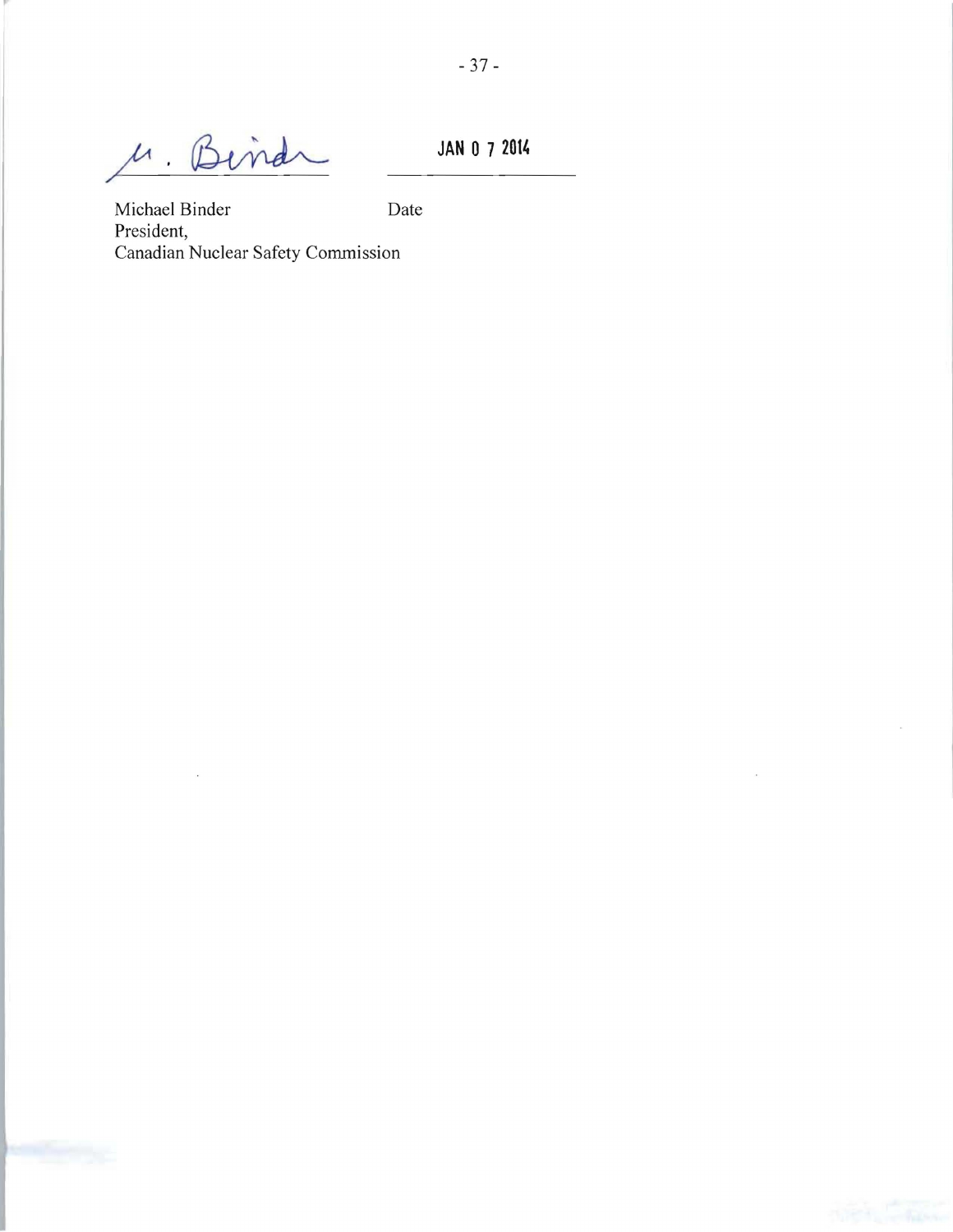M. Binder — JAN 0 7 2014

Michael Binder — Date

President,

Canadian Nuclear Safety Commission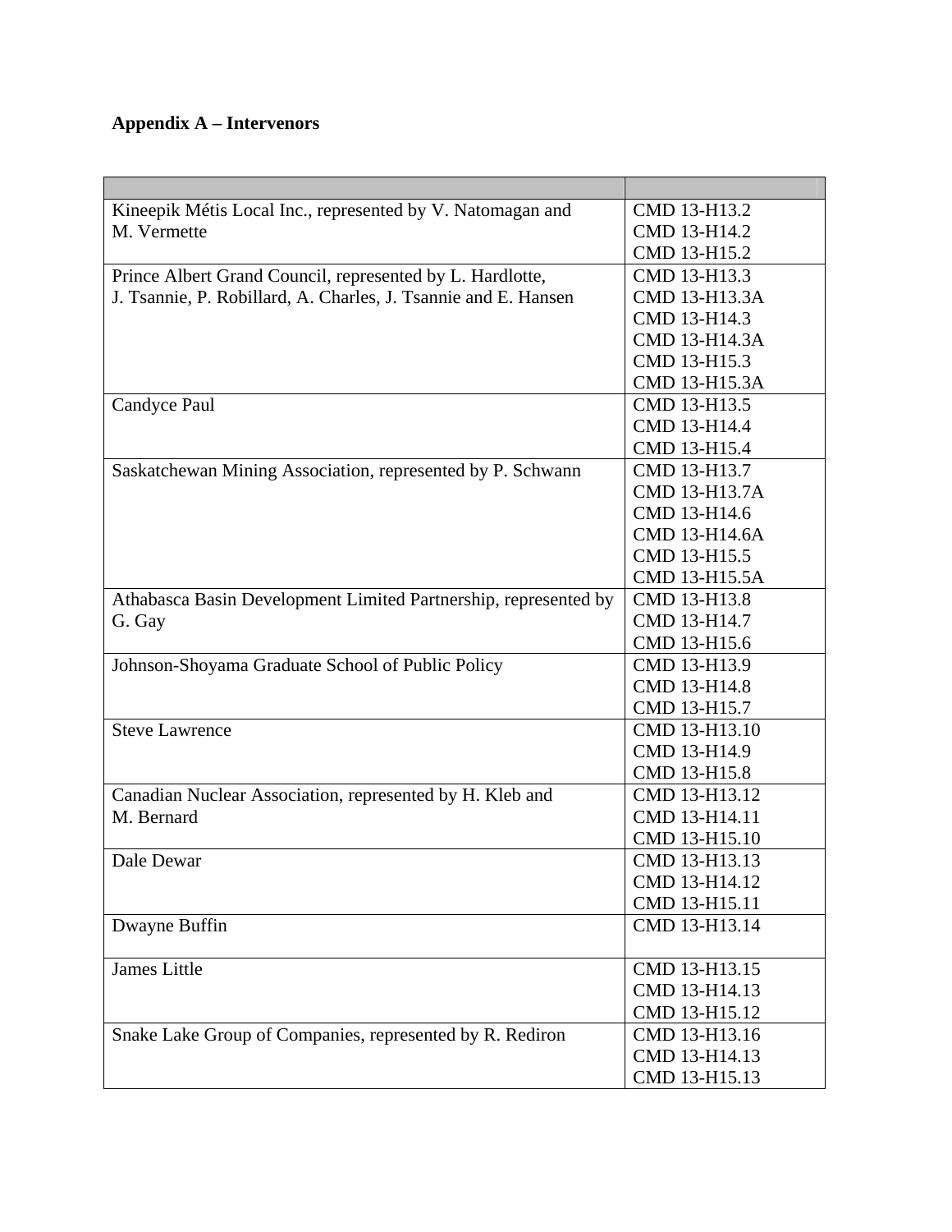## Appendix A – Intervenors

| | |
|---|---|
| Kineepik Métis Local Inc., represented by V. Natomagan and M. Vermette | CMD 13-H13.2<br>CMD 13-H14.2<br>CMD 13-H15.2 |
| Prince Albert Grand Council, represented by L. Hardlotte, J. Tsannie, P. Robillard, A. Charles, J. Tsannie and E. Hansen | CMD 13-H13.3<br>CMD 13-H13.3A<br>CMD 13-H14.3<br>CMD 13-H14.3A<br>CMD 13-H15.3<br>CMD 13-H15.3A |
| Candyce Paul | CMD 13-H13.5<br>CMD 13-H14.4<br>CMD 13-H15.4 |
| Saskatchewan Mining Association, represented by P. Schwann | CMD 13-H13.7<br>CMD 13-H13.7A<br>CMD 13-H14.6<br>CMD 13-H14.6A<br>CMD 13-H15.5<br>CMD 13-H15.5A |
| Athabasca Basin Development Limited Partnership, represented by G. Gay | CMD 13-H13.8<br>CMD 13-H14.7<br>CMD 13-H15.6 |
| Johnson-Shoyama Graduate School of Public Policy | CMD 13-H13.9<br>CMD 13-H14.8<br>CMD 13-H15.7 |
| Steve Lawrence | CMD 13-H13.10<br>CMD 13-H14.9<br>CMD 13-H15.8 |
| Canadian Nuclear Association, represented by H. Kleb and M. Bernard | CMD 13-H13.12<br>CMD 13-H14.11<br>CMD 13-H15.10 |
| Dale Dewar | CMD 13-H13.13<br>CMD 13-H14.12<br>CMD 13-H15.11 |
| Dwayne Buffin | CMD 13-H13.14 |
| James Little | CMD 13-H13.15<br>CMD 13-H14.13<br>CMD 13-H15.12 |
| Snake Lake Group of Companies, represented by R. Rediron | CMD 13-H13.16<br>CMD 13-H14.13<br>CMD 13-H15.13 |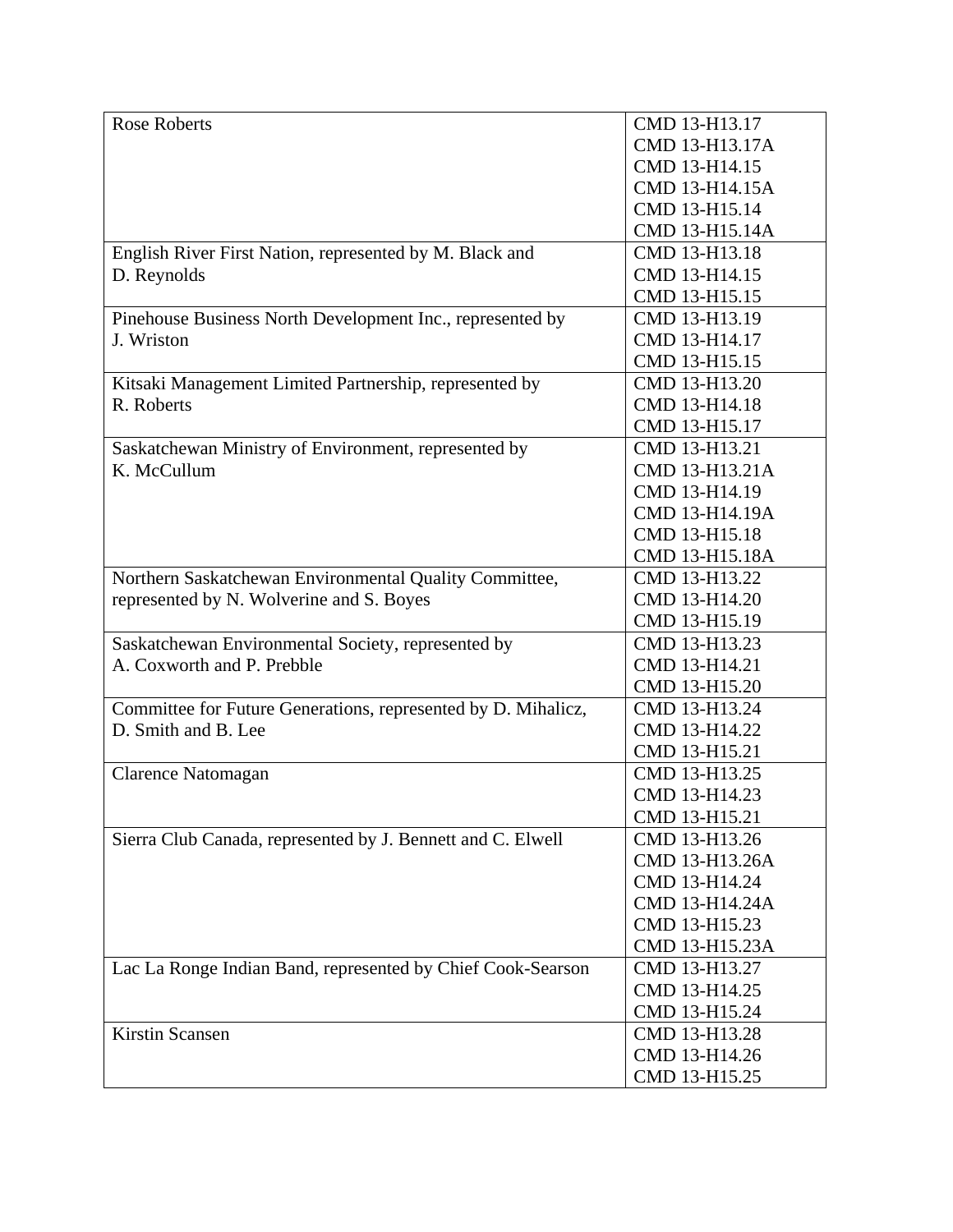| | |
|---|---|
| Rose Roberts | CMD 13-H13.17<br>CMD 13-H13.17A<br>CMD 13-H14.15<br>CMD 13-H14.15A<br>CMD 13-H15.14<br>CMD 13-H15.14A |
| English River First Nation, represented by M. Black and D. Reynolds | CMD 13-H13.18<br>CMD 13-H14.15<br>CMD 13-H15.15 |
| Pinehouse Business North Development Inc., represented by J. Wriston | CMD 13-H13.19<br>CMD 13-H14.17<br>CMD 13-H15.15 |
| Kitsaki Management Limited Partnership, represented by R. Roberts | CMD 13-H13.20<br>CMD 13-H14.18<br>CMD 13-H15.17 |
| Saskatchewan Ministry of Environment, represented by K. McCullum | CMD 13-H13.21<br>CMD 13-H13.21A<br>CMD 13-H14.19<br>CMD 13-H14.19A<br>CMD 13-H15.18<br>CMD 13-H15.18A |
| Northern Saskatchewan Environmental Quality Committee, represented by N. Wolverine and S. Boyes | CMD 13-H13.22<br>CMD 13-H14.20<br>CMD 13-H15.19 |
| Saskatchewan Environmental Society, represented by A. Coxworth and P. Prebble | CMD 13-H13.23<br>CMD 13-H14.21<br>CMD 13-H15.20 |
| Committee for Future Generations, represented by D. Mihalicz, D. Smith and B. Lee | CMD 13-H13.24<br>CMD 13-H14.22<br>CMD 13-H15.21 |
| Clarence Natomagan | CMD 13-H13.25<br>CMD 13-H14.23<br>CMD 13-H15.21 |
| Sierra Club Canada, represented by J. Bennett and C. Elwell | CMD 13-H13.26<br>CMD 13-H13.26A<br>CMD 13-H14.24<br>CMD 13-H14.24A<br>CMD 13-H15.23<br>CMD 13-H15.23A |
| Lac La Ronge Indian Band, represented by Chief Cook-Searson | CMD 13-H13.27<br>CMD 13-H14.25<br>CMD 13-H15.24 |
| Kirstin Scansen | CMD 13-H13.28<br>CMD 13-H14.26<br>CMD 13-H15.25 |